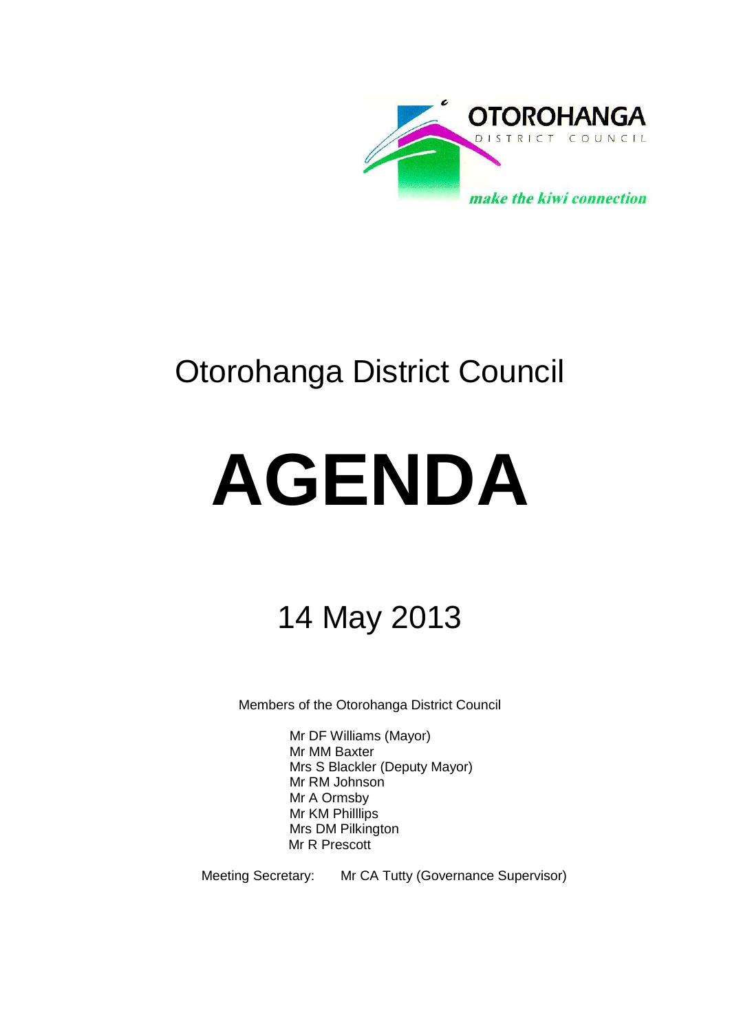OTOROHANGA

DISTRICT COUNCIL

*make the kiwi connection*

# Otorohanga District Council

# AGENDA

## 14 May 2013

Members of the Otorohanga District Council

Mr DF Williams (Mayor)
Mr MM Baxter
Mrs S Blackler (Deputy Mayor)
Mr RM Johnson
Mr A Ormsby
Mr KM Philllips
Mrs DM Pilkington
Mr R Prescott

Meeting Secretary: Mr CA Tutty (Governance Supervisor)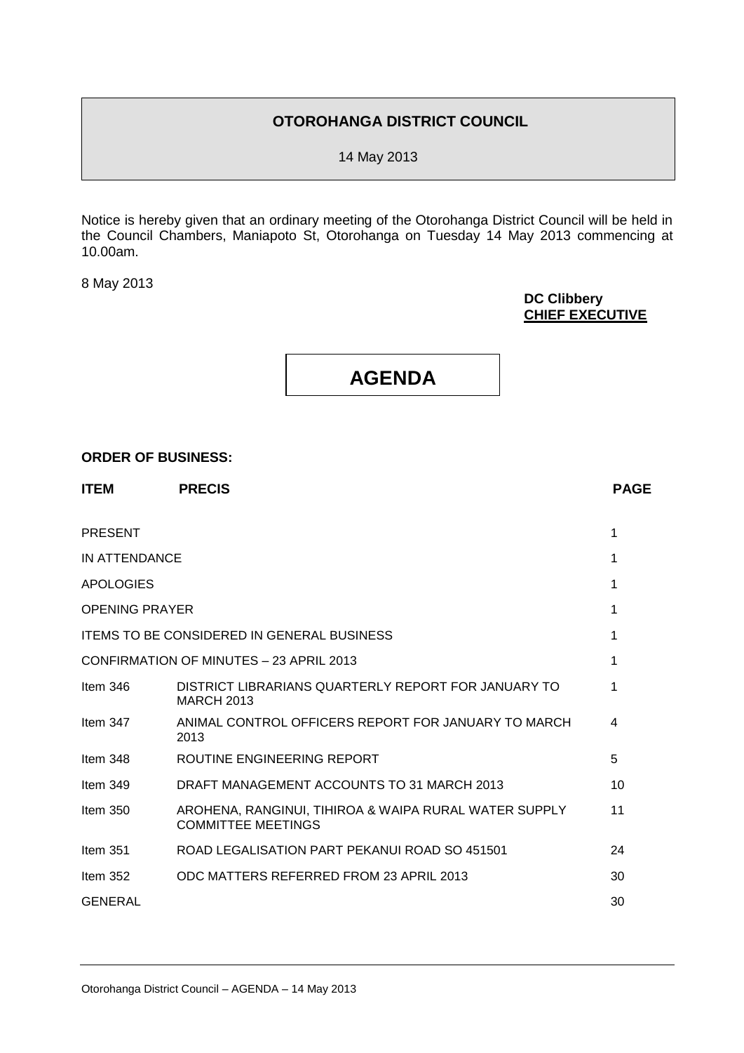# OTOROHANGA DISTRICT COUNCIL

14 May 2013

Notice is hereby given that an ordinary meeting of the Otorohanga District Council will be held in the Council Chambers, Maniapoto St, Otorohanga on Tuesday 14 May 2013 commencing at 10.00am.

8 May 2013

**DC Clibbery**
**CHIEF EXECUTIVE**

# AGENDA

**ORDER OF BUSINESS:**

| ITEM | PRECIS | PAGE |
|---|---|---|
| PRESENT | | 1 |
| IN ATTENDANCE | | 1 |
| APOLOGIES | | 1 |
| OPENING PRAYER | | 1 |
| ITEMS TO BE CONSIDERED IN GENERAL BUSINESS | | 1 |
| CONFIRMATION OF MINUTES – 23 APRIL 2013 | | 1 |
| Item 346 | DISTRICT LIBRARIANS QUARTERLY REPORT FOR JANUARY TO MARCH 2013 | 1 |
| Item 347 | ANIMAL CONTROL OFFICERS REPORT FOR JANUARY TO MARCH 2013 | 4 |
| Item 348 | ROUTINE ENGINEERING REPORT | 5 |
| Item 349 | DRAFT MANAGEMENT ACCOUNTS TO 31 MARCH 2013 | 10 |
| Item 350 | AROHENA, RANGINUI, TIHIROA & WAIPA RURAL WATER SUPPLY COMMITTEE MEETINGS | 11 |
| Item 351 | ROAD LEGALISATION PART PEKANUI ROAD SO 451501 | 24 |
| Item 352 | ODC MATTERS REFERRED FROM 23 APRIL 2013 | 30 |
| GENERAL | | 30 |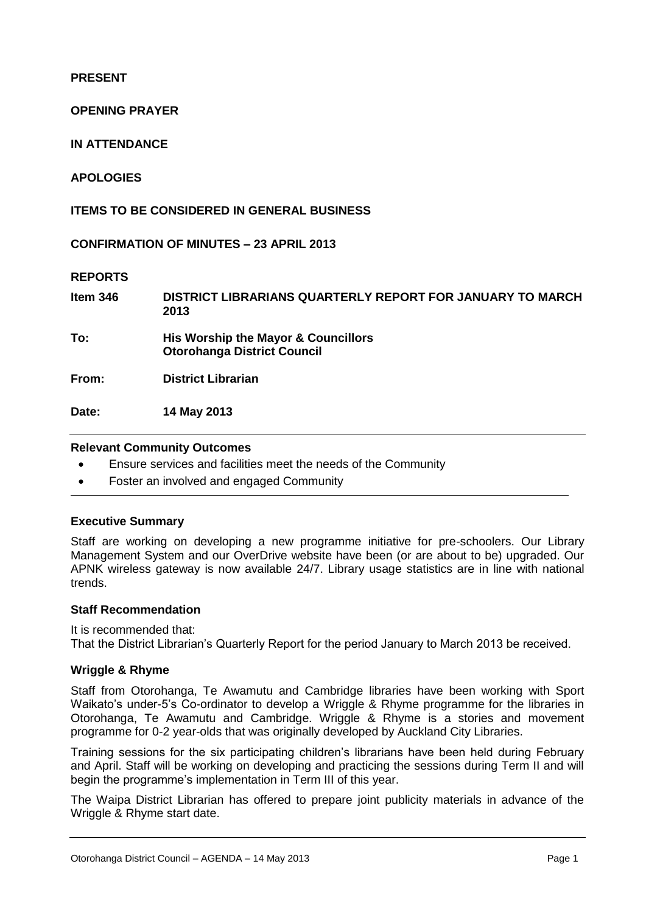**PRESENT**

**OPENING PRAYER**

**IN ATTENDANCE**

**APOLOGIES**

**ITEMS TO BE CONSIDERED IN GENERAL BUSINESS**

**CONFIRMATION OF MINUTES – 23 APRIL 2013**

**REPORTS**

| | |
|---|---|
| **Item 346** | **DISTRICT LIBRARIANS QUARTERLY REPORT FOR JANUARY TO MARCH 2013** |
| **To:** | **His Worship the Mayor & Councillors Otorohanga District Council** |
| **From:** | **District Librarian** |
| **Date:** | **14 May 2013** |

### Relevant Community Outcomes

- Ensure services and facilities meet the needs of the Community
- Foster an involved and engaged Community

### Executive Summary

Staff are working on developing a new programme initiative for pre-schoolers. Our Library Management System and our OverDrive website have been (or are about to be) upgraded. Our APNK wireless gateway is now available 24/7. Library usage statistics are in line with national trends.

### Staff Recommendation

It is recommended that:
That the District Librarian's Quarterly Report for the period January to March 2013 be received.

### Wriggle & Rhyme

Staff from Otorohanga, Te Awamutu and Cambridge libraries have been working with Sport Waikato's under-5's Co-ordinator to develop a Wriggle & Rhyme programme for the libraries in Otorohanga, Te Awamutu and Cambridge. Wriggle & Rhyme is a stories and movement programme for 0-2 year-olds that was originally developed by Auckland City Libraries.

Training sessions for the six participating children's librarians have been held during February and April. Staff will be working on developing and practicing the sessions during Term II and will begin the programme's implementation in Term III of this year.

The Waipa District Librarian has offered to prepare joint publicity materials in advance of the Wriggle & Rhyme start date.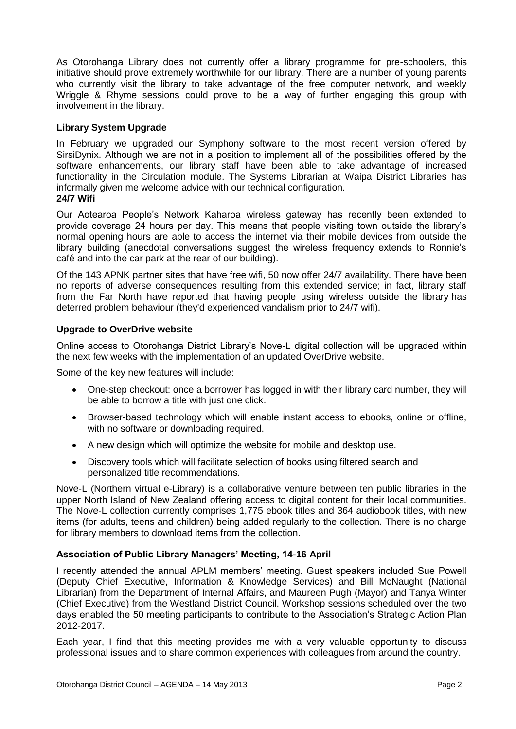As Otorohanga Library does not currently offer a library programme for pre-schoolers, this initiative should prove extremely worthwhile for our library. There are a number of young parents who currently visit the library to take advantage of the free computer network, and weekly Wriggle & Rhyme sessions could prove to be a way of further engaging this group with involvement in the library.

**Library System Upgrade**

In February we upgraded our Symphony software to the most recent version offered by SirsiDynix. Although we are not in a position to implement all of the possibilities offered by the software enhancements, our library staff have been able to take advantage of increased functionality in the Circulation module. The Systems Librarian at Waipa District Libraries has informally given me welcome advice with our technical configuration.

**24/7 Wifi**

Our Aotearoa People's Network Kaharoa wireless gateway has recently been extended to provide coverage 24 hours per day. This means that people visiting town outside the library's normal opening hours are able to access the internet via their mobile devices from outside the library building (anecdotal conversations suggest the wireless frequency extends to Ronnie's café and into the car park at the rear of our building).

Of the 143 APNK partner sites that have free wifi, 50 now offer 24/7 availability. There have been no reports of adverse consequences resulting from this extended service; in fact, library staff from the Far North have reported that having people using wireless outside the library has deterred problem behaviour (they'd experienced vandalism prior to 24/7 wifi).

**Upgrade to OverDrive website**

Online access to Otorohanga District Library's Nove-L digital collection will be upgraded within the next few weeks with the implementation of an updated OverDrive website.

Some of the key new features will include:

- One-step checkout: once a borrower has logged in with their library card number, they will be able to borrow a title with just one click.
- Browser-based technology which will enable instant access to ebooks, online or offline, with no software or downloading required.
- A new design which will optimize the website for mobile and desktop use.
- Discovery tools which will facilitate selection of books using filtered search and personalized title recommendations.

Nove-L (Northern virtual e-Library) is a collaborative venture between ten public libraries in the upper North Island of New Zealand offering access to digital content for their local communities. The Nove-L collection currently comprises 1,775 ebook titles and 364 audiobook titles, with new items (for adults, teens and children) being added regularly to the collection. There is no charge for library members to download items from the collection.

**Association of Public Library Managers' Meeting, 14-16 April**

I recently attended the annual APLM members' meeting. Guest speakers included Sue Powell (Deputy Chief Executive, Information & Knowledge Services) and Bill McNaught (National Librarian) from the Department of Internal Affairs, and Maureen Pugh (Mayor) and Tanya Winter (Chief Executive) from the Westland District Council. Workshop sessions scheduled over the two days enabled the 50 meeting participants to contribute to the Association's Strategic Action Plan 2012-2017.

Each year, I find that this meeting provides me with a very valuable opportunity to discuss professional issues and to share common experiences with colleagues from around the country.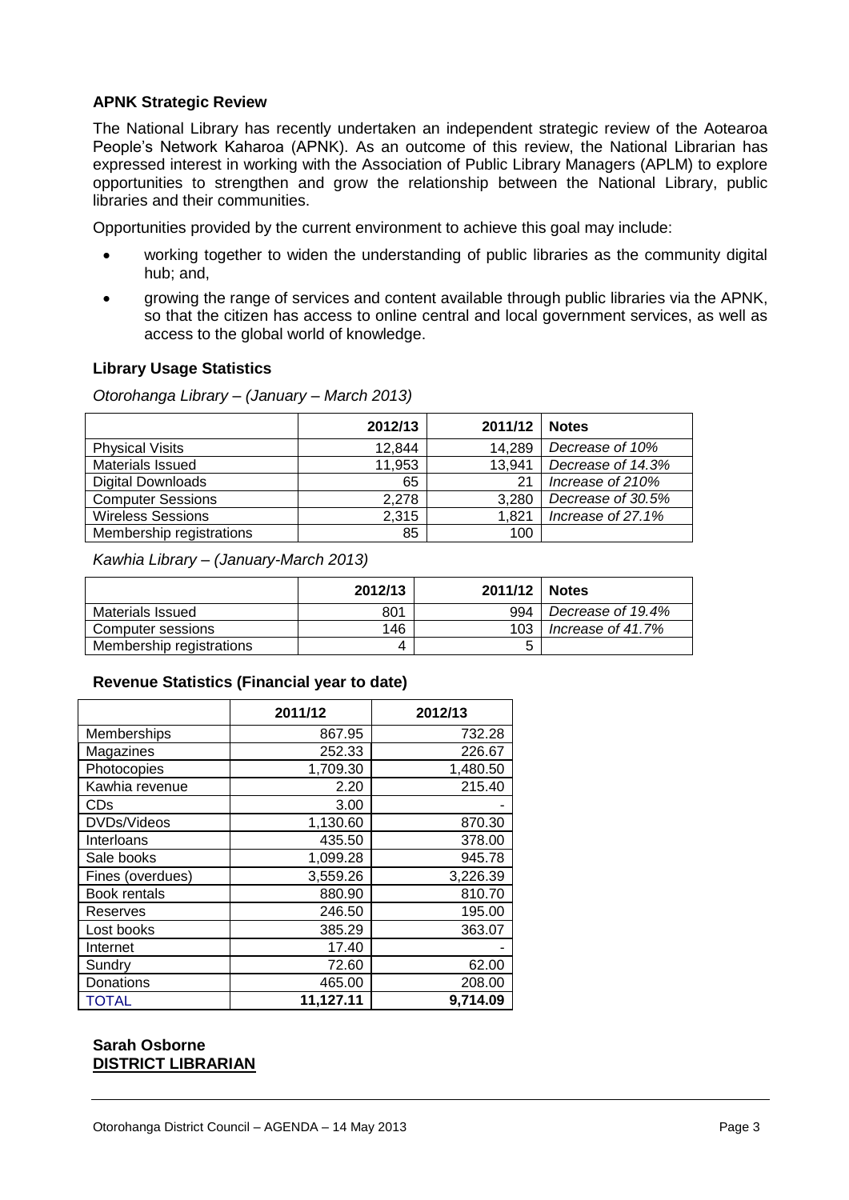### APNK Strategic Review

The National Library has recently undertaken an independent strategic review of the Aotearoa People's Network Kaharoa (APNK). As an outcome of this review, the National Librarian has expressed interest in working with the Association of Public Library Managers (APLM) to explore opportunities to strengthen and grow the relationship between the National Library, public libraries and their communities.

Opportunities provided by the current environment to achieve this goal may include:

- working together to widen the understanding of public libraries as the community digital hub; and,
- growing the range of services and content available through public libraries via the APNK, so that the citizen has access to online central and local government services, as well as access to the global world of knowledge.

### Library Usage Statistics

*Otorohanga Library – (January – March 2013)*

| | 2012/13 | 2011/12 | Notes |
|---|---|---|---|
| Physical Visits | 12,844 | 14,289 | *Decrease of 10%* |
| Materials Issued | 11,953 | 13,941 | *Decrease of 14.3%* |
| Digital Downloads | 65 | 21 | *Increase of 210%* |
| Computer Sessions | 2,278 | 3,280 | *Decrease of 30.5%* |
| Wireless Sessions | 2,315 | 1,821 | *Increase of 27.1%* |
| Membership registrations | 85 | 100 | |

*Kawhia Library – (January-March 2013)*

| | 2012/13 | 2011/12 | Notes |
|---|---|---|---|
| Materials Issued | 801 | 994 | *Decrease of 19.4%* |
| Computer sessions | 146 | 103 | *Increase of 41.7%* |
| Membership registrations | 4 | 5 | |

### Revenue Statistics (Financial year to date)

| | 2011/12 | 2012/13 |
|---|---|---|
| Memberships | 867.95 | 732.28 |
| Magazines | 252.33 | 226.67 |
| Photocopies | 1,709.30 | 1,480.50 |
| Kawhia revenue | 2.20 | 215.40 |
| CDs | 3.00 | - |
| DVDs/Videos | 1,130.60 | 870.30 |
| Interloans | 435.50 | 378.00 |
| Sale books | 1,099.28 | 945.78 |
| Fines (overdues) | 3,559.26 | 3,226.39 |
| Book rentals | 880.90 | 810.70 |
| Reserves | 246.50 | 195.00 |
| Lost books | 385.29 | 363.07 |
| Internet | 17.40 | - |
| Sundry | 72.60 | 62.00 |
| Donations | 465.00 | 208.00 |
| TOTAL | **11,127.11** | **9,714.09** |

**Sarah Osborne**
**DISTRICT LIBRARIAN**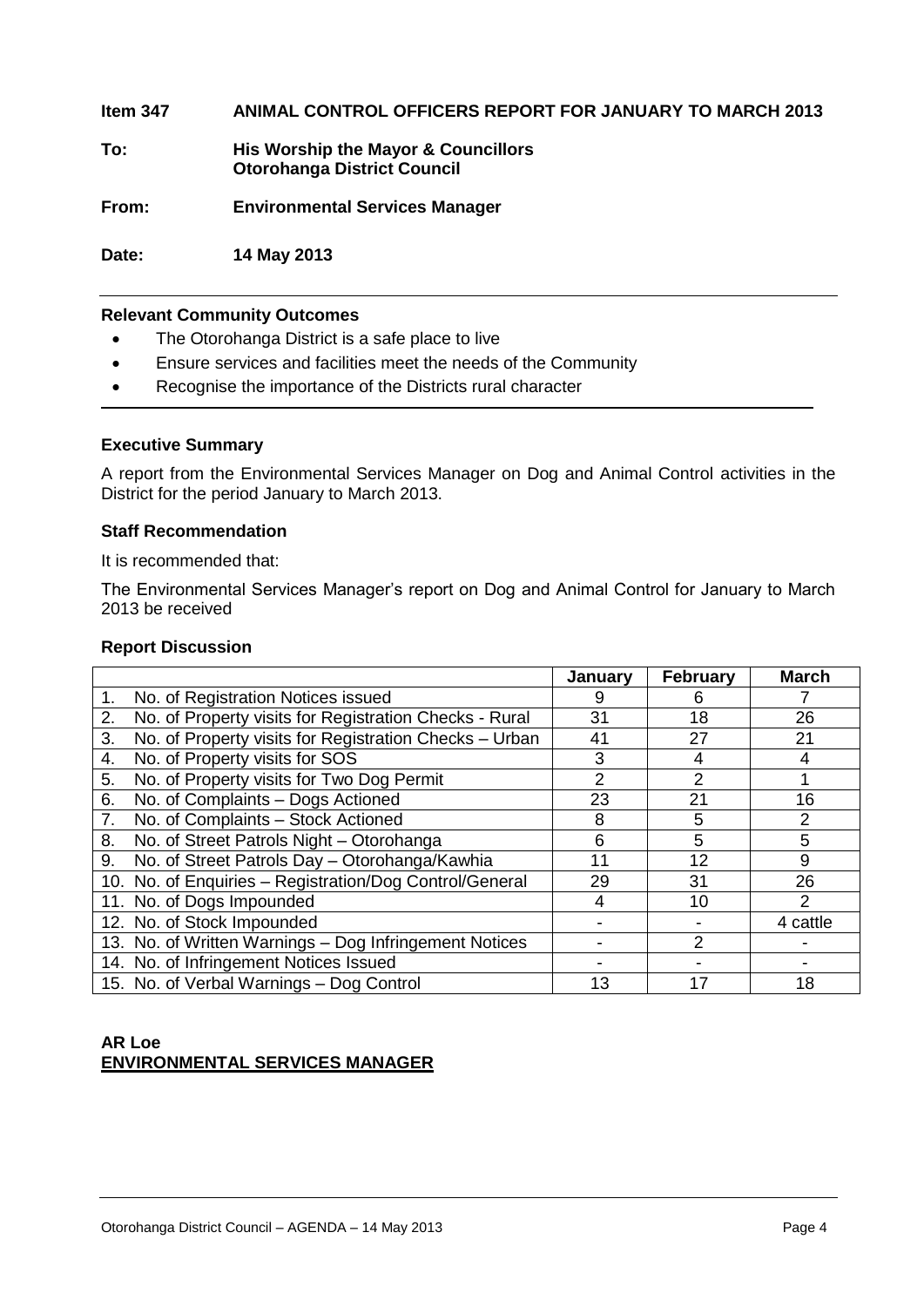**Item 347 ANIMAL CONTROL OFFICERS REPORT FOR JANUARY TO MARCH 2013**

**To: His Worship the Mayor & Councillors**
**Otorohanga District Council**

**From: Environmental Services Manager**

**Date: 14 May 2013**

**Relevant Community Outcomes**

- The Otorohanga District is a safe place to live
- Ensure services and facilities meet the needs of the Community
- Recognise the importance of the Districts rural character

**Executive Summary**

A report from the Environmental Services Manager on Dog and Animal Control activities in the District for the period January to March 2013.

**Staff Recommendation**

It is recommended that:

The Environmental Services Manager's report on Dog and Animal Control for January to March 2013 be received

**Report Discussion**

| | January | February | March |
|---|---|---|---|
| 1. No. of Registration Notices issued | 9 | 6 | 7 |
| 2. No. of Property visits for Registration Checks - Rural | 31 | 18 | 26 |
| 3. No. of Property visits for Registration Checks – Urban | 41 | 27 | 21 |
| 4. No. of Property visits for SOS | 3 | 4 | 4 |
| 5. No. of Property visits for Two Dog Permit | 2 | 2 | 1 |
| 6. No. of Complaints – Dogs Actioned | 23 | 21 | 16 |
| 7. No. of Complaints – Stock Actioned | 8 | 5 | 2 |
| 8. No. of Street Patrols Night – Otorohanga | 6 | 5 | 5 |
| 9. No. of Street Patrols Day – Otorohanga/Kawhia | 11 | 12 | 9 |
| 10. No. of Enquiries – Registration/Dog Control/General | 29 | 31 | 26 |
| 11. No. of Dogs Impounded | 4 | 10 | 2 |
| 12. No. of Stock Impounded | - | - | 4 cattle |
| 13. No. of Written Warnings – Dog Infringement Notices | - | 2 | - |
| 14. No. of Infringement Notices Issued | - | - | - |
| 15. No. of Verbal Warnings – Dog Control | 13 | 17 | 18 |

**AR Loe**
**ENVIRONMENTAL SERVICES MANAGER**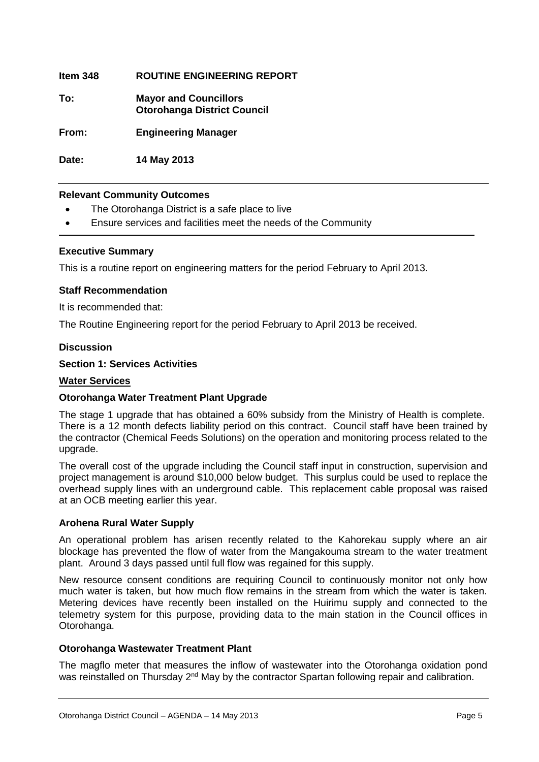**Item 348 ROUTINE ENGINEERING REPORT**

**To: Mayor and Councillors**
**Otorohanga District Council**

**From: Engineering Manager**

**Date: 14 May 2013**

---

**Relevant Community Outcomes**

- The Otorohanga District is a safe place to live
- Ensure services and facilities meet the needs of the Community

---

**Executive Summary**

This is a routine report on engineering matters for the period February to April 2013.

**Staff Recommendation**

It is recommended that:

The Routine Engineering report for the period February to April 2013 be received.

**Discussion**

**Section 1: Services Activities**

**Water Services**

**Otorohanga Water Treatment Plant Upgrade**

The stage 1 upgrade that has obtained a 60% subsidy from the Ministry of Health is complete. There is a 12 month defects liability period on this contract. Council staff have been trained by the contractor (Chemical Feeds Solutions) on the operation and monitoring process related to the upgrade.

The overall cost of the upgrade including the Council staff input in construction, supervision and project management is around $10,000 below budget. This surplus could be used to replace the overhead supply lines with an underground cable. This replacement cable proposal was raised at an OCB meeting earlier this year.

**Arohena Rural Water Supply**

An operational problem has arisen recently related to the Kahorekau supply where an air blockage has prevented the flow of water from the Mangakouma stream to the water treatment plant. Around 3 days passed until full flow was regained for this supply.

New resource consent conditions are requiring Council to continuously monitor not only how much water is taken, but how much flow remains in the stream from which the water is taken. Metering devices have recently been installed on the Huirimu supply and connected to the telemetry system for this purpose, providing data to the main station in the Council offices in Otorohanga.

**Otorohanga Wastewater Treatment Plant**

The magflo meter that measures the inflow of wastewater into the Otorohanga oxidation pond was reinstalled on Thursday 2nd May by the contractor Spartan following repair and calibration.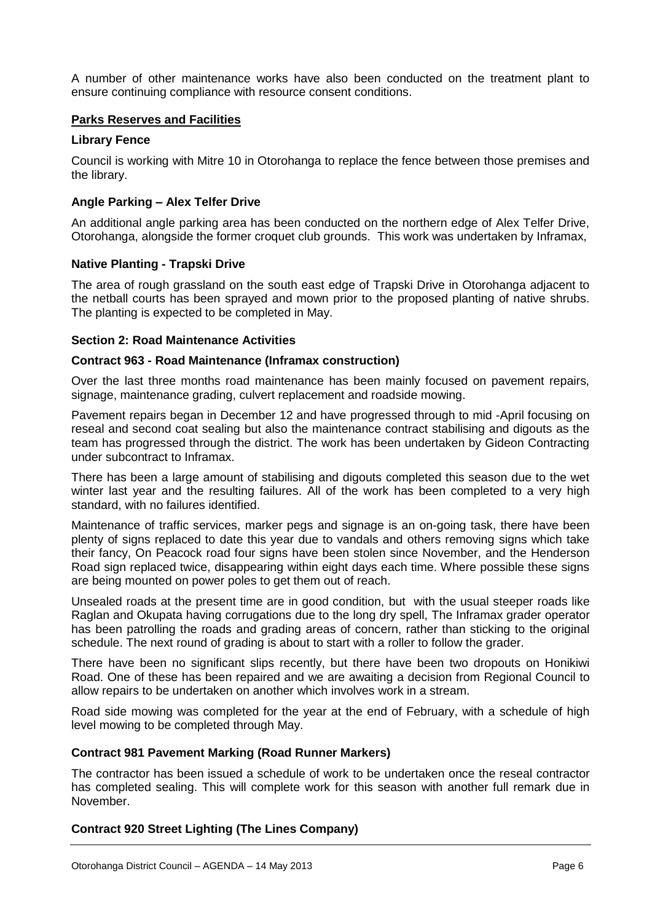A number of other maintenance works have also been conducted on the treatment plant to ensure continuing compliance with resource consent conditions.

## Parks Reserves and Facilities

### Library Fence

Council is working with Mitre 10 in Otorohanga to replace the fence between those premises and the library.

### Angle Parking – Alex Telfer Drive

An additional angle parking area has been conducted on the northern edge of Alex Telfer Drive, Otorohanga, alongside the former croquet club grounds. This work was undertaken by Inframax,

### Native Planting - Trapski Drive

The area of rough grassland on the south east edge of Trapski Drive in Otorohanga adjacent to the netball courts has been sprayed and mown prior to the proposed planting of native shrubs. The planting is expected to be completed in May.

## Section 2: Road Maintenance Activities

### Contract 963 - Road Maintenance (Inframax construction)

Over the last three months road maintenance has been mainly focused on pavement repairs, signage, maintenance grading, culvert replacement and roadside mowing.

Pavement repairs began in December 12 and have progressed through to mid -April focusing on reseal and second coat sealing but also the maintenance contract stabilising and digouts as the team has progressed through the district. The work has been undertaken by Gideon Contracting under subcontract to Inframax.

There has been a large amount of stabilising and digouts completed this season due to the wet winter last year and the resulting failures. All of the work has been completed to a very high standard, with no failures identified.

Maintenance of traffic services, marker pegs and signage is an on-going task, there have been plenty of signs replaced to date this year due to vandals and others removing signs which take their fancy, On Peacock road four signs have been stolen since November, and the Henderson Road sign replaced twice, disappearing within eight days each time. Where possible these signs are being mounted on power poles to get them out of reach.

Unsealed roads at the present time are in good condition, but with the usual steeper roads like Raglan and Okupata having corrugations due to the long dry spell, The Inframax grader operator has been patrolling the roads and grading areas of concern, rather than sticking to the original schedule. The next round of grading is about to start with a roller to follow the grader.

There have been no significant slips recently, but there have been two dropouts on Honikiwi Road. One of these has been repaired and we are awaiting a decision from Regional Council to allow repairs to be undertaken on another which involves work in a stream.

Road side mowing was completed for the year at the end of February, with a schedule of high level mowing to be completed through May.

### Contract 981 Pavement Marking (Road Runner Markers)

The contractor has been issued a schedule of work to be undertaken once the reseal contractor has completed sealing. This will complete work for this season with another full remark due in November.

### Contract 920 Street Lighting (The Lines Company)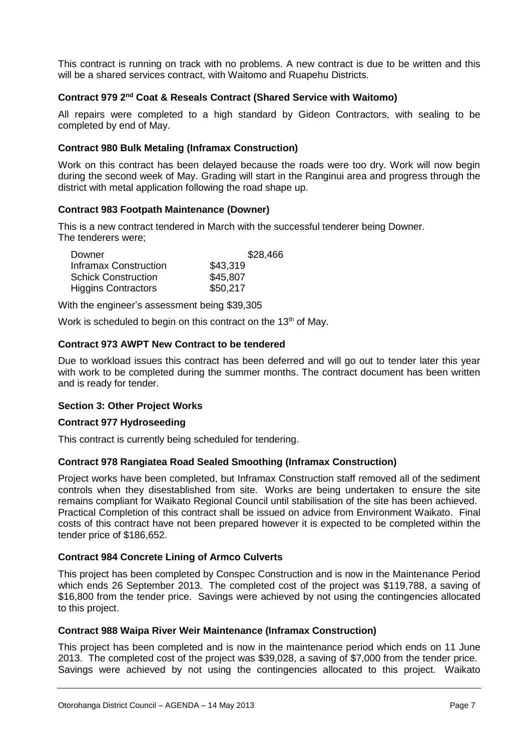This contract is running on track with no problems. A new contract is due to be written and this will be a shared services contract, with Waitomo and Ruapehu Districts.

**Contract 979 2nd Coat & Reseals Contract (Shared Service with Waitomo)**

All repairs were completed to a high standard by Gideon Contractors, with sealing to be completed by end of May.

**Contract 980 Bulk Metaling (Inframax Construction)**

Work on this contract has been delayed because the roads were too dry. Work will now begin during the second week of May. Grading will start in the Ranginui area and progress through the district with metal application following the road shape up.

**Contract 983 Footpath Maintenance (Downer)**

This is a new contract tendered in March with the successful tenderer being Downer.
The tenderers were;

| | |
|---|---|
| Downer | \$28,466 |
| Inframax Construction | \$43,319 |
| Schick Construction | \$45,807 |
| Higgins Contractors | \$50,217 |

With the engineer's assessment being \$39,305

Work is scheduled to begin on this contract on the 13th of May.

**Contract 973 AWPT New Contract to be tendered**

Due to workload issues this contract has been deferred and will go out to tender later this year with work to be completed during the summer months. The contract document has been written and is ready for tender.

**Section 3: Other Project Works**

**Contract 977 Hydroseeding**

This contract is currently being scheduled for tendering.

**Contract 978 Rangiatea Road Sealed Smoothing (Inframax Construction)**

Project works have been completed, but Inframax Construction staff removed all of the sediment controls when they disestablished from site. Works are being undertaken to ensure the site remains compliant for Waikato Regional Council until stabilisation of the site has been achieved. Practical Completion of this contract shall be issued on advice from Environment Waikato. Final costs of this contract have not been prepared however it is expected to be completed within the tender price of \$186,652.

**Contract 984 Concrete Lining of Armco Culverts**

This project has been completed by Conspec Construction and is now in the Maintenance Period which ends 26 September 2013. The completed cost of the project was \$119,788, a saving of \$16,800 from the tender price. Savings were achieved by not using the contingencies allocated to this project.

**Contract 988 Waipa River Weir Maintenance (Inframax Construction)**

This project has been completed and is now in the maintenance period which ends on 11 June 2013. The completed cost of the project was \$39,028, a saving of \$7,000 from the tender price. Savings were achieved by not using the contingencies allocated to this project. Waikato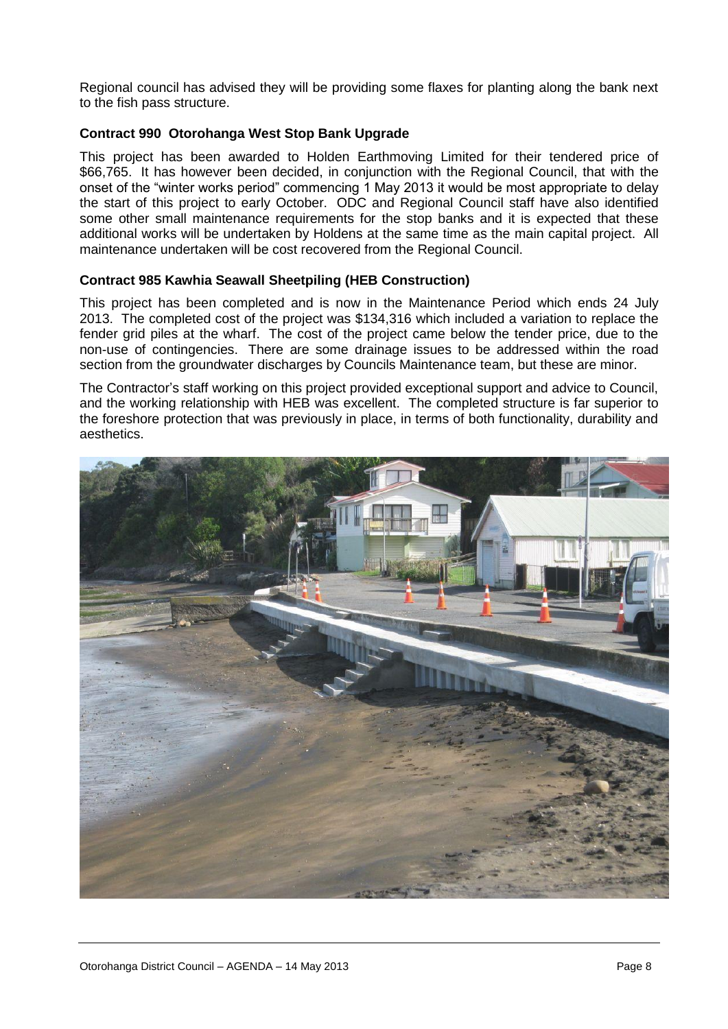Regional council has advised they will be providing some flaxes for planting along the bank next to the fish pass structure.

**Contract 990 Otorohanga West Stop Bank Upgrade**

This project has been awarded to Holden Earthmoving Limited for their tendered price of $66,765. It has however been decided, in conjunction with the Regional Council, that with the onset of the "winter works period" commencing 1 May 2013 it would be most appropriate to delay the start of this project to early October. ODC and Regional Council staff have also identified some other small maintenance requirements for the stop banks and it is expected that these additional works will be undertaken by Holdens at the same time as the main capital project. All maintenance undertaken will be cost recovered from the Regional Council.

**Contract 985 Kawhia Seawall Sheetpiling (HEB Construction)**

This project has been completed and is now in the Maintenance Period which ends 24 July 2013. The completed cost of the project was $134,316 which included a variation to replace the fender grid piles at the wharf. The cost of the project came below the tender price, due to the non-use of contingencies. There are some drainage issues to be addressed within the road section from the groundwater discharges by Councils Maintenance team, but these are minor.

The Contractor's staff working on this project provided exceptional support and advice to Council, and the working relationship with HEB was excellent. The completed structure is far superior to the foreshore protection that was previously in place, in terms of both functionality, durability and aesthetics.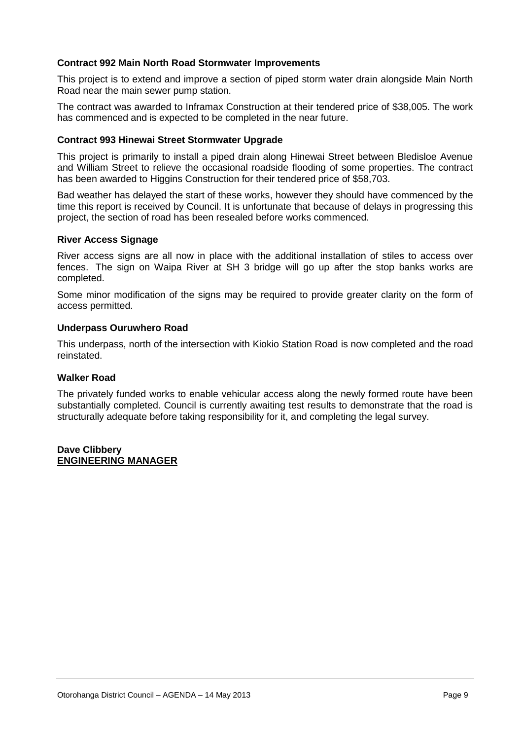**Contract 992 Main North Road Stormwater Improvements**

This project is to extend and improve a section of piped storm water drain alongside Main North Road near the main sewer pump station.

The contract was awarded to Inframax Construction at their tendered price of $38,005. The work has commenced and is expected to be completed in the near future.

**Contract 993 Hinewai Street Stormwater Upgrade**

This project is primarily to install a piped drain along Hinewai Street between Bledisloe Avenue and William Street to relieve the occasional roadside flooding of some properties. The contract has been awarded to Higgins Construction for their tendered price of $58,703.

Bad weather has delayed the start of these works, however they should have commenced by the time this report is received by Council. It is unfortunate that because of delays in progressing this project, the section of road has been resealed before works commenced.

**River Access Signage**

River access signs are all now in place with the additional installation of stiles to access over fences. The sign on Waipa River at SH 3 bridge will go up after the stop banks works are completed.

Some minor modification of the signs may be required to provide greater clarity on the form of access permitted.

**Underpass Ouruwhero Road**

This underpass, north of the intersection with Kiokio Station Road is now completed and the road reinstated.

**Walker Road**

The privately funded works to enable vehicular access along the newly formed route have been substantially completed. Council is currently awaiting test results to demonstrate that the road is structurally adequate before taking responsibility for it, and completing the legal survey.

**Dave Clibbery**
**ENGINEERING MANAGER**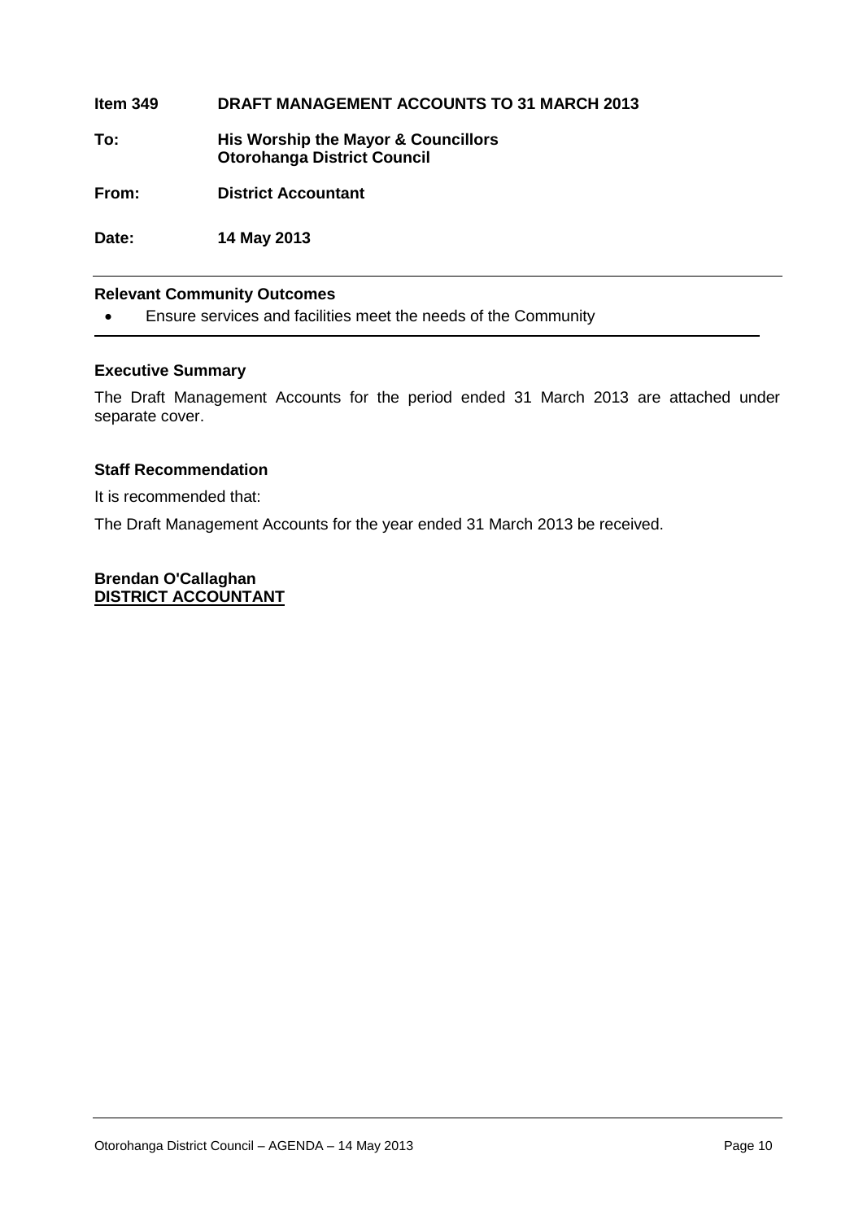**Item 349 DRAFT MANAGEMENT ACCOUNTS TO 31 MARCH 2013**

**To: His Worship the Mayor & Councillors**
**Otorohanga District Council**

**From: District Accountant**

**Date: 14 May 2013**

---

**Relevant Community Outcomes**

- Ensure services and facilities meet the needs of the Community

---

**Executive Summary**

The Draft Management Accounts for the period ended 31 March 2013 are attached under separate cover.

**Staff Recommendation**

It is recommended that:

The Draft Management Accounts for the year ended 31 March 2013 be received.

**Brendan O'Callaghan**
**DISTRICT ACCOUNTANT**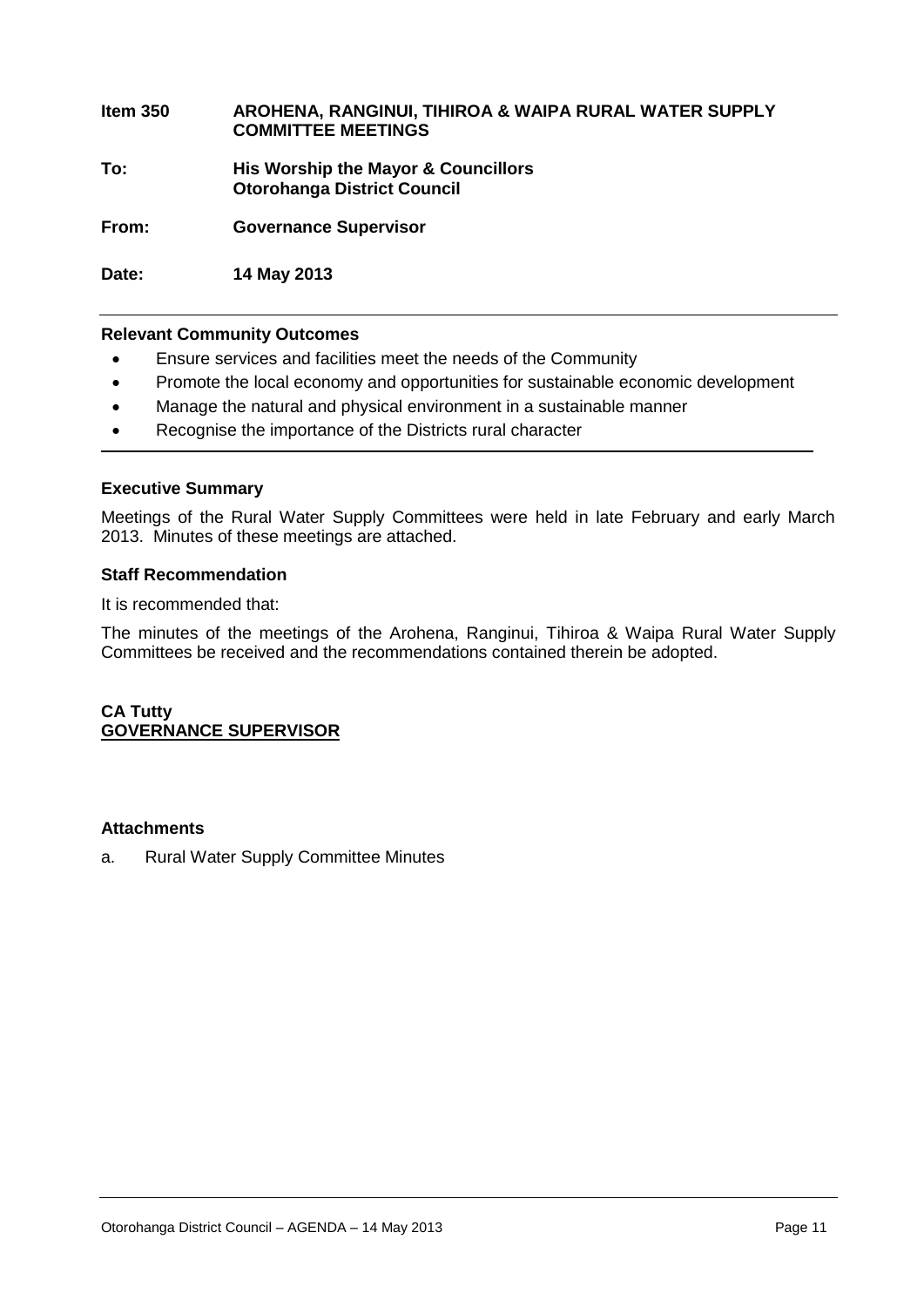**Item 350** **AROHENA, RANGINUI, TIHIROA & WAIPA RURAL WATER SUPPLY COMMITTEE MEETINGS**

**To:** **His Worship the Mayor & Councillors**
**Otorohanga District Council**

**From:** **Governance Supervisor**

**Date:** **14 May 2013**

---

**Relevant Community Outcomes**

- Ensure services and facilities meet the needs of the Community
- Promote the local economy and opportunities for sustainable economic development
- Manage the natural and physical environment in a sustainable manner
- Recognise the importance of the Districts rural character

---

**Executive Summary**

Meetings of the Rural Water Supply Committees were held in late February and early March 2013. Minutes of these meetings are attached.

**Staff Recommendation**

It is recommended that:

The minutes of the meetings of the Arohena, Ranginui, Tihiroa & Waipa Rural Water Supply Committees be received and the recommendations contained therein be adopted.

**CA Tutty**
**GOVERNANCE SUPERVISOR**

**Attachments**

a. Rural Water Supply Committee Minutes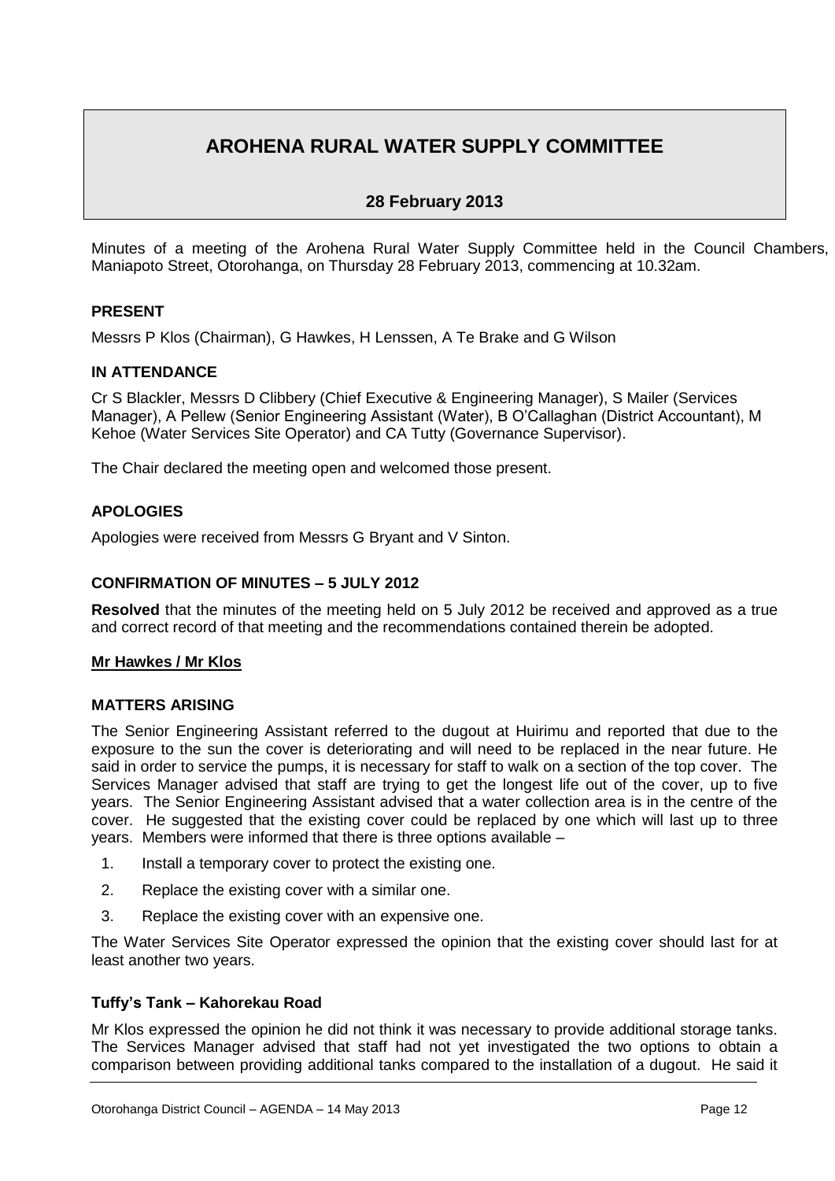# AROHENA RURAL WATER SUPPLY COMMITTEE

## 28 February 2013

Minutes of a meeting of the Arohena Rural Water Supply Committee held in the Council Chambers, Maniapoto Street, Otorohanga, on Thursday 28 February 2013, commencing at 10.32am.

### PRESENT

Messrs P Klos (Chairman), G Hawkes, H Lenssen, A Te Brake and G Wilson

### IN ATTENDANCE

Cr S Blackler, Messrs D Clibbery (Chief Executive & Engineering Manager), S Mailer (Services Manager), A Pellew (Senior Engineering Assistant (Water), B O'Callaghan (District Accountant), M Kehoe (Water Services Site Operator) and CA Tutty (Governance Supervisor).

The Chair declared the meeting open and welcomed those present.

### APOLOGIES

Apologies were received from Messrs G Bryant and V Sinton.

### CONFIRMATION OF MINUTES – 5 JULY 2012

**Resolved** that the minutes of the meeting held on 5 July 2012 be received and approved as a true and correct record of that meeting and the recommendations contained therein be adopted.

**Mr Hawkes / Mr Klos**

### MATTERS ARISING

The Senior Engineering Assistant referred to the dugout at Huirimu and reported that due to the exposure to the sun the cover is deteriorating and will need to be replaced in the near future. He said in order to service the pumps, it is necessary for staff to walk on a section of the top cover. The Services Manager advised that staff are trying to get the longest life out of the cover, up to five years. The Senior Engineering Assistant advised that a water collection area is in the centre of the cover. He suggested that the existing cover could be replaced by one which will last up to three years. Members were informed that there is three options available –

1. Install a temporary cover to protect the existing one.
2. Replace the existing cover with a similar one.
3. Replace the existing cover with an expensive one.

The Water Services Site Operator expressed the opinion that the existing cover should last for at least another two years.

### Tuffy's Tank – Kahorekau Road

Mr Klos expressed the opinion he did not think it was necessary to provide additional storage tanks. The Services Manager advised that staff had not yet investigated the two options to obtain a comparison between providing additional tanks compared to the installation of a dugout. He said it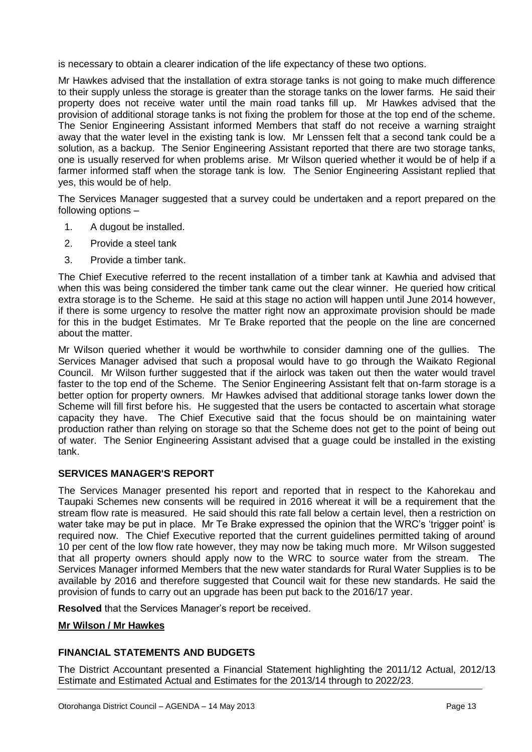is necessary to obtain a clearer indication of the life expectancy of these two options.

Mr Hawkes advised that the installation of extra storage tanks is not going to make much difference to their supply unless the storage is greater than the storage tanks on the lower farms. He said their property does not receive water until the main road tanks fill up. Mr Hawkes advised that the provision of additional storage tanks is not fixing the problem for those at the top end of the scheme. The Senior Engineering Assistant informed Members that staff do not receive a warning straight away that the water level in the existing tank is low. Mr Lenssen felt that a second tank could be a solution, as a backup. The Senior Engineering Assistant reported that there are two storage tanks, one is usually reserved for when problems arise. Mr Wilson queried whether it would be of help if a farmer informed staff when the storage tank is low. The Senior Engineering Assistant replied that yes, this would be of help.

The Services Manager suggested that a survey could be undertaken and a report prepared on the following options –

1. A dugout be installed.
2. Provide a steel tank
3. Provide a timber tank.

The Chief Executive referred to the recent installation of a timber tank at Kawhia and advised that when this was being considered the timber tank came out the clear winner. He queried how critical extra storage is to the Scheme. He said at this stage no action will happen until June 2014 however, if there is some urgency to resolve the matter right now an approximate provision should be made for this in the budget Estimates. Mr Te Brake reported that the people on the line are concerned about the matter.

Mr Wilson queried whether it would be worthwhile to consider damning one of the gullies. The Services Manager advised that such a proposal would have to go through the Waikato Regional Council. Mr Wilson further suggested that if the airlock was taken out then the water would travel faster to the top end of the Scheme. The Senior Engineering Assistant felt that on-farm storage is a better option for property owners. Mr Hawkes advised that additional storage tanks lower down the Scheme will fill first before his. He suggested that the users be contacted to ascertain what storage capacity they have. The Chief Executive said that the focus should be on maintaining water production rather than relying on storage so that the Scheme does not get to the point of being out of water. The Senior Engineering Assistant advised that a guage could be installed in the existing tank.

## SERVICES MANAGER'S REPORT

The Services Manager presented his report and reported that in respect to the Kahorekau and Taupaki Schemes new consents will be required in 2016 whereat it will be a requirement that the stream flow rate is measured. He said should this rate fall below a certain level, then a restriction on water take may be put in place. Mr Te Brake expressed the opinion that the WRC's 'trigger point' is required now. The Chief Executive reported that the current guidelines permitted taking of around 10 per cent of the low flow rate however, they may now be taking much more. Mr Wilson suggested that all property owners should apply now to the WRC to source water from the stream. The Services Manager informed Members that the new water standards for Rural Water Supplies is to be available by 2016 and therefore suggested that Council wait for these new standards. He said the provision of funds to carry out an upgrade has been put back to the 2016/17 year.

**Resolved** that the Services Manager's report be received.

**Mr Wilson / Mr Hawkes**

## FINANCIAL STATEMENTS AND BUDGETS

The District Accountant presented a Financial Statement highlighting the 2011/12 Actual, 2012/13 Estimate and Estimated Actual and Estimates for the 2013/14 through to 2022/23.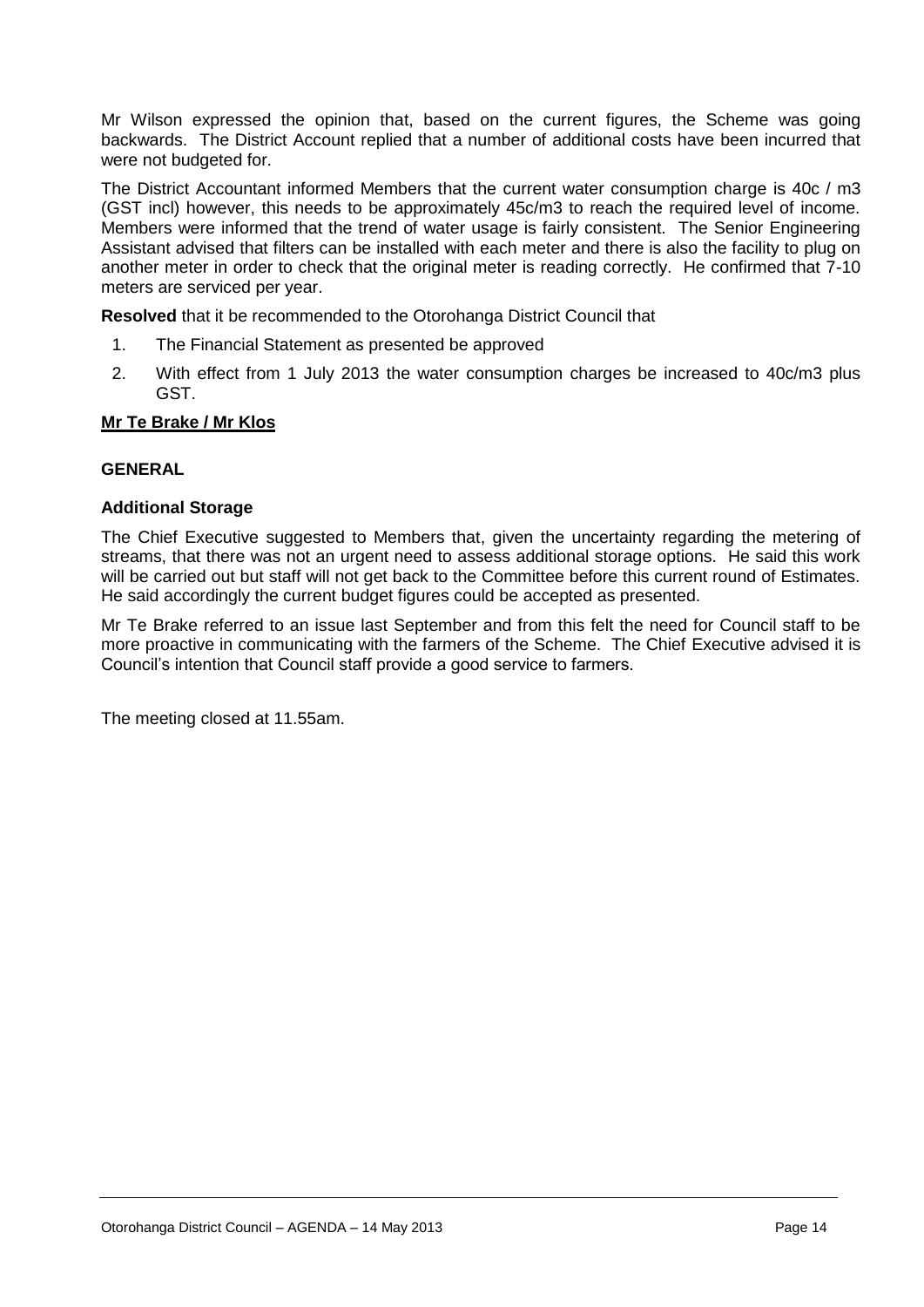Mr Wilson expressed the opinion that, based on the current figures, the Scheme was going backwards. The District Account replied that a number of additional costs have been incurred that were not budgeted for.

The District Accountant informed Members that the current water consumption charge is 40c / m3 (GST incl) however, this needs to be approximately 45c/m3 to reach the required level of income. Members were informed that the trend of water usage is fairly consistent. The Senior Engineering Assistant advised that filters can be installed with each meter and there is also the facility to plug on another meter in order to check that the original meter is reading correctly. He confirmed that 7-10 meters are serviced per year.

**Resolved** that it be recommended to the Otorohanga District Council that

1. The Financial Statement as presented be approved
2. With effect from 1 July 2013 the water consumption charges be increased to 40c/m3 plus GST.

**Mr Te Brake / Mr Klos**

**GENERAL**

**Additional Storage**

The Chief Executive suggested to Members that, given the uncertainty regarding the metering of streams, that there was not an urgent need to assess additional storage options. He said this work will be carried out but staff will not get back to the Committee before this current round of Estimates. He said accordingly the current budget figures could be accepted as presented.

Mr Te Brake referred to an issue last September and from this felt the need for Council staff to be more proactive in communicating with the farmers of the Scheme. The Chief Executive advised it is Council's intention that Council staff provide a good service to farmers.

The meeting closed at 11.55am.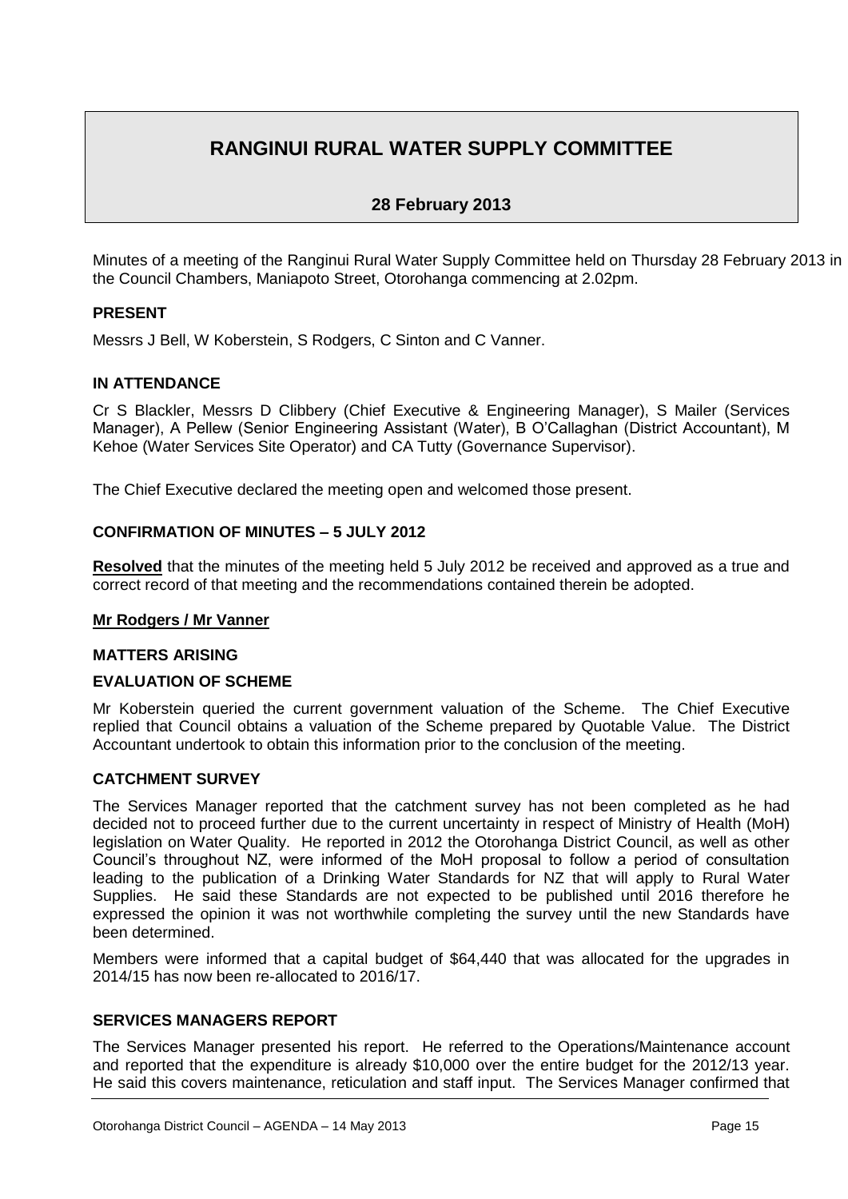# RANGINUI RURAL WATER SUPPLY COMMITTEE

**28 February 2013**

Minutes of a meeting of the Ranginui Rural Water Supply Committee held on Thursday 28 February 2013 in the Council Chambers, Maniapoto Street, Otorohanga commencing at 2.02pm.

**PRESENT**

Messrs J Bell, W Koberstein, S Rodgers, C Sinton and C Vanner.

**IN ATTENDANCE**

Cr S Blackler, Messrs D Clibbery (Chief Executive & Engineering Manager), S Mailer (Services Manager), A Pellew (Senior Engineering Assistant (Water), B O'Callaghan (District Accountant), M Kehoe (Water Services Site Operator) and CA Tutty (Governance Supervisor).

The Chief Executive declared the meeting open and welcomed those present.

**CONFIRMATION OF MINUTES – 5 JULY 2012**

**Resolved** that the minutes of the meeting held 5 July 2012 be received and approved as a true and correct record of that meeting and the recommendations contained therein be adopted.

**Mr Rodgers / Mr Vanner**

**MATTERS ARISING**

**EVALUATION OF SCHEME**

Mr Koberstein queried the current government valuation of the Scheme. The Chief Executive replied that Council obtains a valuation of the Scheme prepared by Quotable Value. The District Accountant undertook to obtain this information prior to the conclusion of the meeting.

**CATCHMENT SURVEY**

The Services Manager reported that the catchment survey has not been completed as he had decided not to proceed further due to the current uncertainty in respect of Ministry of Health (MoH) legislation on Water Quality. He reported in 2012 the Otorohanga District Council, as well as other Council's throughout NZ, were informed of the MoH proposal to follow a period of consultation leading to the publication of a Drinking Water Standards for NZ that will apply to Rural Water Supplies. He said these Standards are not expected to be published until 2016 therefore he expressed the opinion it was not worthwhile completing the survey until the new Standards have been determined.

Members were informed that a capital budget of $64,440 that was allocated for the upgrades in 2014/15 has now been re-allocated to 2016/17.

**SERVICES MANAGERS REPORT**

The Services Manager presented his report. He referred to the Operations/Maintenance account and reported that the expenditure is already $10,000 over the entire budget for the 2012/13 year. He said this covers maintenance, reticulation and staff input. The Services Manager confirmed that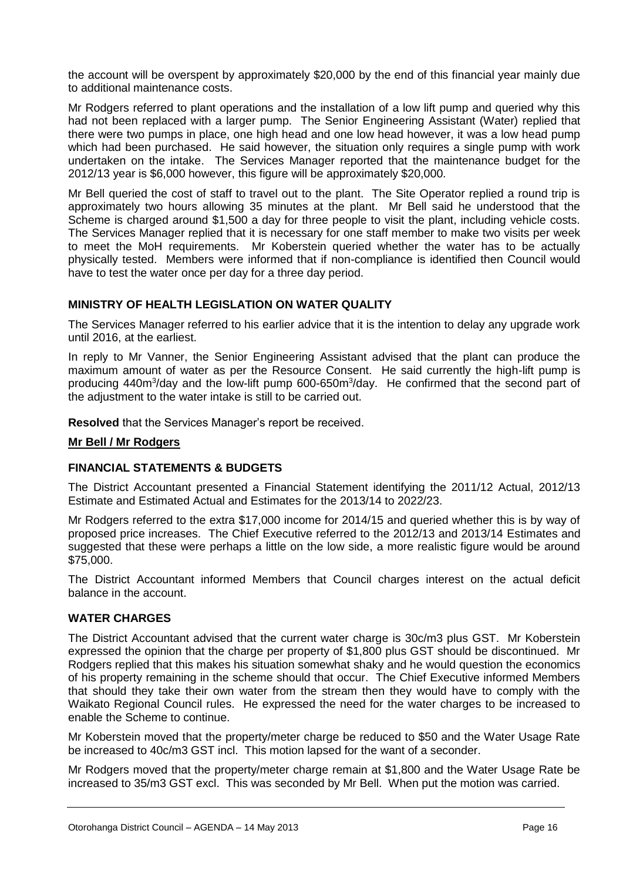the account will be overspent by approximately $20,000 by the end of this financial year mainly due to additional maintenance costs.

Mr Rodgers referred to plant operations and the installation of a low lift pump and queried why this had not been replaced with a larger pump. The Senior Engineering Assistant (Water) replied that there were two pumps in place, one high head and one low head however, it was a low head pump which had been purchased. He said however, the situation only requires a single pump with work undertaken on the intake. The Services Manager reported that the maintenance budget for the 2012/13 year is $6,000 however, this figure will be approximately $20,000.

Mr Bell queried the cost of staff to travel out to the plant. The Site Operator replied a round trip is approximately two hours allowing 35 minutes at the plant. Mr Bell said he understood that the Scheme is charged around $1,500 a day for three people to visit the plant, including vehicle costs. The Services Manager replied that it is necessary for one staff member to make two visits per week to meet the MoH requirements. Mr Koberstein queried whether the water has to be actually physically tested. Members were informed that if non-compliance is identified then Council would have to test the water once per day for a three day period.

### MINISTRY OF HEALTH LEGISLATION ON WATER QUALITY

The Services Manager referred to his earlier advice that it is the intention to delay any upgrade work until 2016, at the earliest.

In reply to Mr Vanner, the Senior Engineering Assistant advised that the plant can produce the maximum amount of water as per the Resource Consent. He said currently the high-lift pump is producing 440m$^3$/day and the low-lift pump 600-650m$^3$/day. He confirmed that the second part of the adjustment to the water intake is still to be carried out.

**Resolved** that the Services Manager's report be received.

**Mr Bell / Mr Rodgers**

### FINANCIAL STATEMENTS & BUDGETS

The District Accountant presented a Financial Statement identifying the 2011/12 Actual, 2012/13 Estimate and Estimated Actual and Estimates for the 2013/14 to 2022/23.

Mr Rodgers referred to the extra $17,000 income for 2014/15 and queried whether this is by way of proposed price increases. The Chief Executive referred to the 2012/13 and 2013/14 Estimates and suggested that these were perhaps a little on the low side, a more realistic figure would be around $75,000.

The District Accountant informed Members that Council charges interest on the actual deficit balance in the account.

### WATER CHARGES

The District Accountant advised that the current water charge is 30c/m3 plus GST. Mr Koberstein expressed the opinion that the charge per property of $1,800 plus GST should be discontinued. Mr Rodgers replied that this makes his situation somewhat shaky and he would question the economics of his property remaining in the scheme should that occur. The Chief Executive informed Members that should they take their own water from the stream then they would have to comply with the Waikato Regional Council rules. He expressed the need for the water charges to be increased to enable the Scheme to continue.

Mr Koberstein moved that the property/meter charge be reduced to $50 and the Water Usage Rate be increased to 40c/m3 GST incl. This motion lapsed for the want of a seconder.

Mr Rodgers moved that the property/meter charge remain at $1,800 and the Water Usage Rate be increased to 35/m3 GST excl. This was seconded by Mr Bell. When put the motion was carried.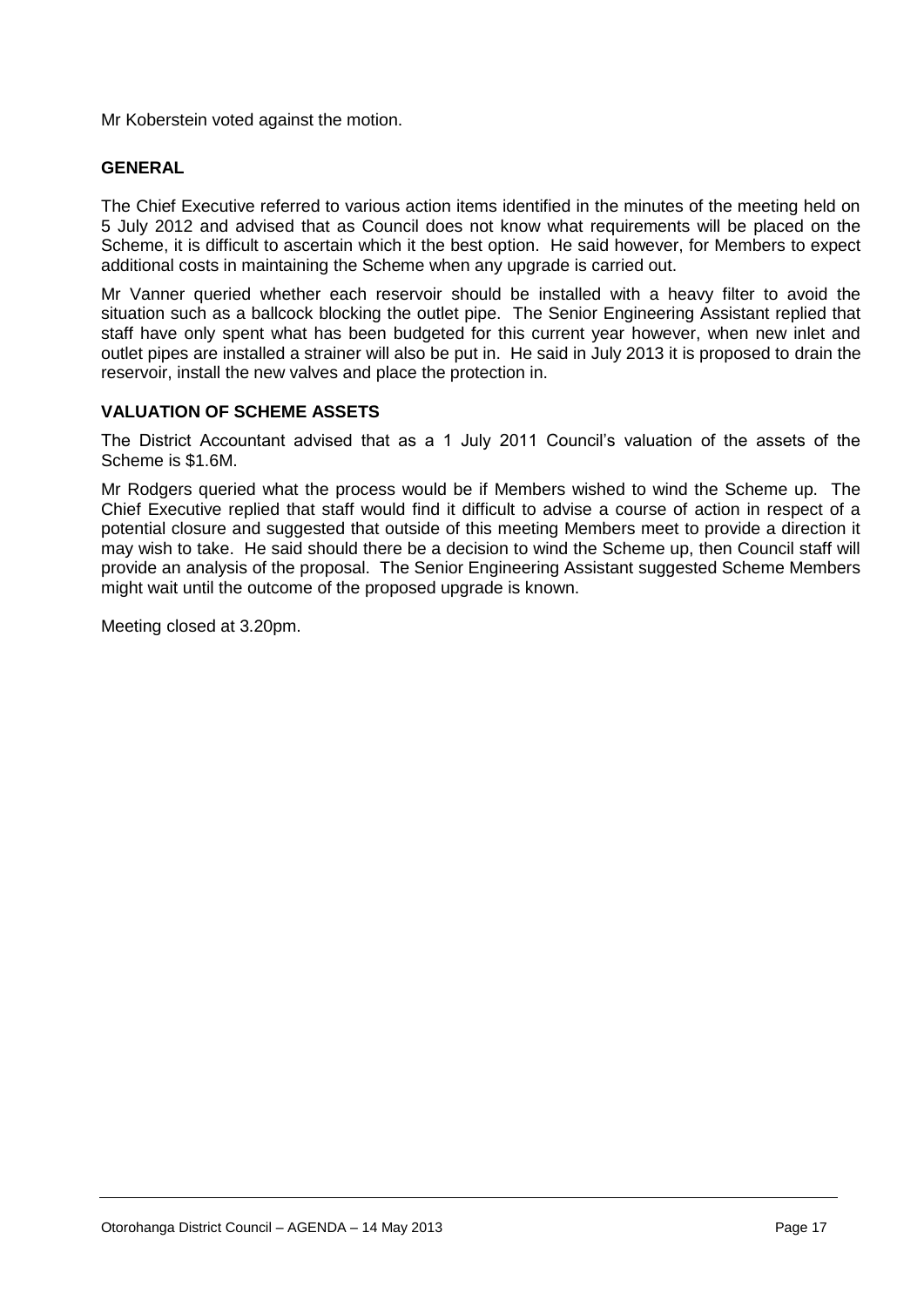Mr Koberstein voted against the motion.

**GENERAL**

The Chief Executive referred to various action items identified in the minutes of the meeting held on 5 July 2012 and advised that as Council does not know what requirements will be placed on the Scheme, it is difficult to ascertain which it the best option. He said however, for Members to expect additional costs in maintaining the Scheme when any upgrade is carried out.

Mr Vanner queried whether each reservoir should be installed with a heavy filter to avoid the situation such as a ballcock blocking the outlet pipe. The Senior Engineering Assistant replied that staff have only spent what has been budgeted for this current year however, when new inlet and outlet pipes are installed a strainer will also be put in. He said in July 2013 it is proposed to drain the reservoir, install the new valves and place the protection in.

**VALUATION OF SCHEME ASSETS**

The District Accountant advised that as a 1 July 2011 Council's valuation of the assets of the Scheme is $1.6M.

Mr Rodgers queried what the process would be if Members wished to wind the Scheme up. The Chief Executive replied that staff would find it difficult to advise a course of action in respect of a potential closure and suggested that outside of this meeting Members meet to provide a direction it may wish to take. He said should there be a decision to wind the Scheme up, then Council staff will provide an analysis of the proposal. The Senior Engineering Assistant suggested Scheme Members might wait until the outcome of the proposed upgrade is known.

Meeting closed at 3.20pm.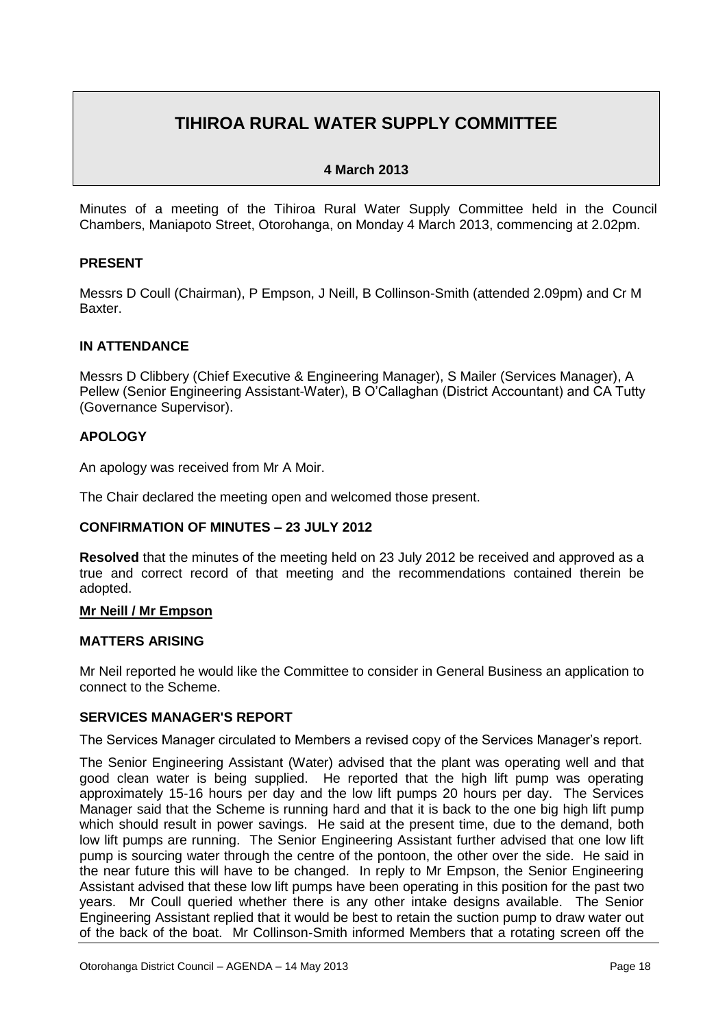# TIHIROA RURAL WATER SUPPLY COMMITTEE

**4 March 2013**

Minutes of a meeting of the Tihiroa Rural Water Supply Committee held in the Council Chambers, Maniapoto Street, Otorohanga, on Monday 4 March 2013, commencing at 2.02pm.

### PRESENT

Messrs D Coull (Chairman), P Empson, J Neill, B Collinson-Smith (attended 2.09pm) and Cr M Baxter.

### IN ATTENDANCE

Messrs D Clibbery (Chief Executive & Engineering Manager), S Mailer (Services Manager), A Pellew (Senior Engineering Assistant-Water), B O'Callaghan (District Accountant) and CA Tutty (Governance Supervisor).

### APOLOGY

An apology was received from Mr A Moir.

The Chair declared the meeting open and welcomed those present.

### CONFIRMATION OF MINUTES – 23 JULY 2012

**Resolved** that the minutes of the meeting held on 23 July 2012 be received and approved as a true and correct record of that meeting and the recommendations contained therein be adopted.

**Mr Neill / Mr Empson**

### MATTERS ARISING

Mr Neil reported he would like the Committee to consider in General Business an application to connect to the Scheme.

### SERVICES MANAGER'S REPORT

The Services Manager circulated to Members a revised copy of the Services Manager's report.

The Senior Engineering Assistant (Water) advised that the plant was operating well and that good clean water is being supplied. He reported that the high lift pump was operating approximately 15-16 hours per day and the low lift pumps 20 hours per day. The Services Manager said that the Scheme is running hard and that it is back to the one big high lift pump which should result in power savings. He said at the present time, due to the demand, both low lift pumps are running. The Senior Engineering Assistant further advised that one low lift pump is sourcing water through the centre of the pontoon, the other over the side. He said in the near future this will have to be changed. In reply to Mr Empson, the Senior Engineering Assistant advised that these low lift pumps have been operating in this position for the past two years. Mr Coull queried whether there is any other intake designs available. The Senior Engineering Assistant replied that it would be best to retain the suction pump to draw water out of the back of the boat. Mr Collinson-Smith informed Members that a rotating screen off the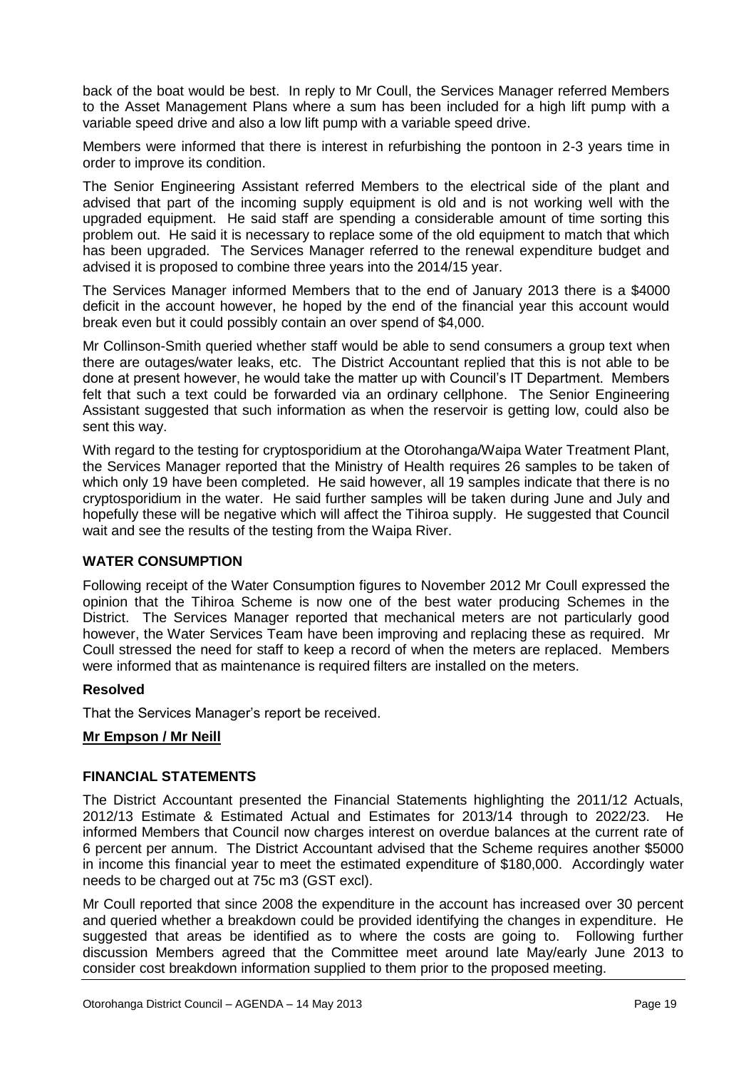back of the boat would be best. In reply to Mr Coull, the Services Manager referred Members to the Asset Management Plans where a sum has been included for a high lift pump with a variable speed drive and also a low lift pump with a variable speed drive.

Members were informed that there is interest in refurbishing the pontoon in 2-3 years time in order to improve its condition.

The Senior Engineering Assistant referred Members to the electrical side of the plant and advised that part of the incoming supply equipment is old and is not working well with the upgraded equipment. He said staff are spending a considerable amount of time sorting this problem out. He said it is necessary to replace some of the old equipment to match that which has been upgraded. The Services Manager referred to the renewal expenditure budget and advised it is proposed to combine three years into the 2014/15 year.

The Services Manager informed Members that to the end of January 2013 there is a $4000 deficit in the account however, he hoped by the end of the financial year this account would break even but it could possibly contain an over spend of $4,000.

Mr Collinson-Smith queried whether staff would be able to send consumers a group text when there are outages/water leaks, etc. The District Accountant replied that this is not able to be done at present however, he would take the matter up with Council's IT Department. Members felt that such a text could be forwarded via an ordinary cellphone. The Senior Engineering Assistant suggested that such information as when the reservoir is getting low, could also be sent this way.

With regard to the testing for cryptosporidium at the Otorohanga/Waipa Water Treatment Plant, the Services Manager reported that the Ministry of Health requires 26 samples to be taken of which only 19 have been completed. He said however, all 19 samples indicate that there is no cryptosporidium in the water. He said further samples will be taken during June and July and hopefully these will be negative which will affect the Tihiroa supply. He suggested that Council wait and see the results of the testing from the Waipa River.

**WATER CONSUMPTION**

Following receipt of the Water Consumption figures to November 2012 Mr Coull expressed the opinion that the Tihiroa Scheme is now one of the best water producing Schemes in the District. The Services Manager reported that mechanical meters are not particularly good however, the Water Services Team have been improving and replacing these as required. Mr Coull stressed the need for staff to keep a record of when the meters are replaced. Members were informed that as maintenance is required filters are installed on the meters.

**Resolved**

That the Services Manager's report be received.

**Mr Empson / Mr Neill**

**FINANCIAL STATEMENTS**

The District Accountant presented the Financial Statements highlighting the 2011/12 Actuals, 2012/13 Estimate & Estimated Actual and Estimates for 2013/14 through to 2022/23. He informed Members that Council now charges interest on overdue balances at the current rate of 6 percent per annum. The District Accountant advised that the Scheme requires another $5000 in income this financial year to meet the estimated expenditure of $180,000. Accordingly water needs to be charged out at 75c m3 (GST excl).

Mr Coull reported that since 2008 the expenditure in the account has increased over 30 percent and queried whether a breakdown could be provided identifying the changes in expenditure. He suggested that areas be identified as to where the costs are going to. Following further discussion Members agreed that the Committee meet around late May/early June 2013 to consider cost breakdown information supplied to them prior to the proposed meeting.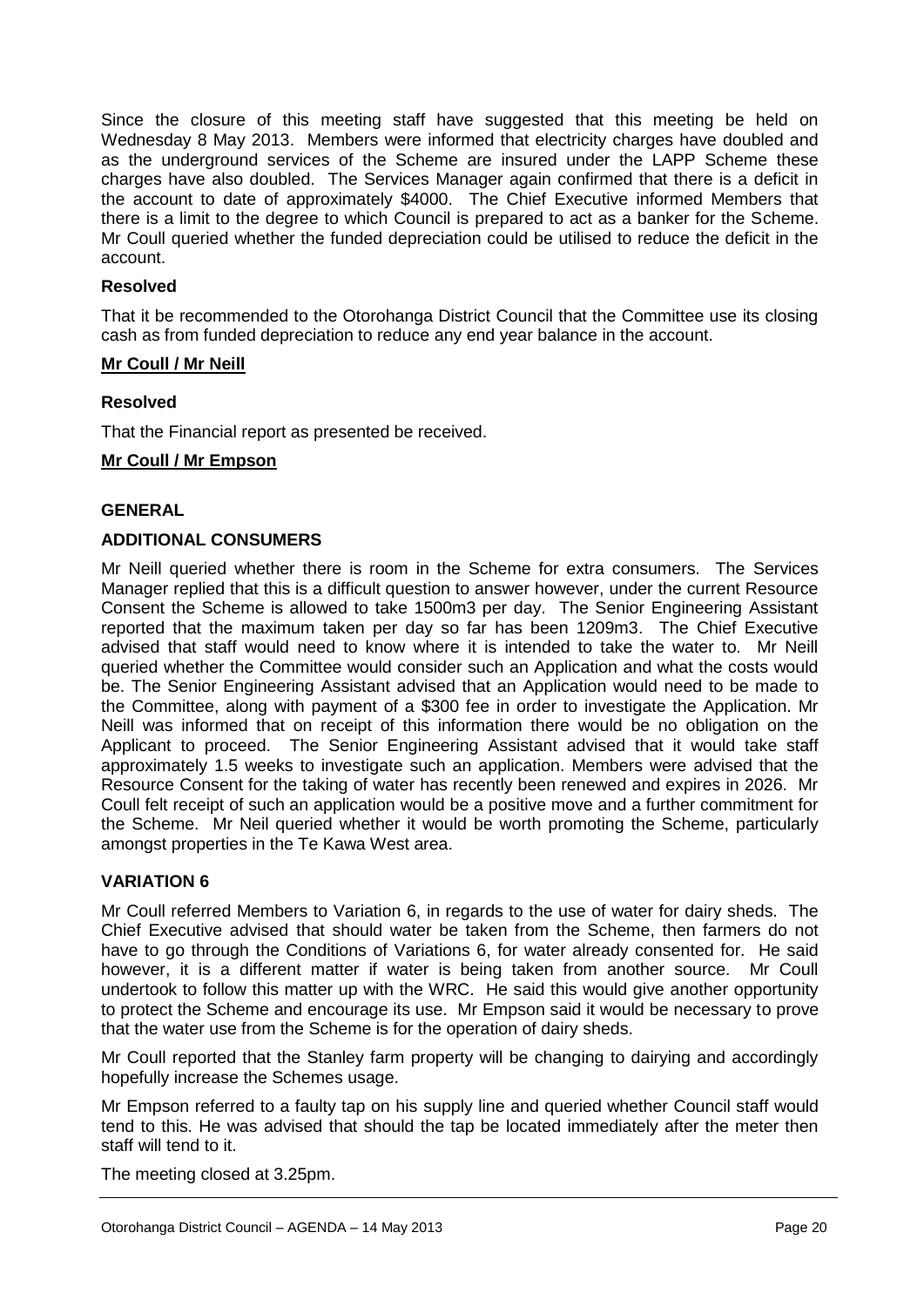Since the closure of this meeting staff have suggested that this meeting be held on Wednesday 8 May 2013. Members were informed that electricity charges have doubled and as the underground services of the Scheme are insured under the LAPP Scheme these charges have also doubled. The Services Manager again confirmed that there is a deficit in the account to date of approximately $4000. The Chief Executive informed Members that there is a limit to the degree to which Council is prepared to act as a banker for the Scheme. Mr Coull queried whether the funded depreciation could be utilised to reduce the deficit in the account.

**Resolved**

That it be recommended to the Otorohanga District Council that the Committee use its closing cash as from funded depreciation to reduce any end year balance in the account.

**Mr Coull / Mr Neill**

**Resolved**

That the Financial report as presented be received.

**Mr Coull / Mr Empson**

**GENERAL**

**ADDITIONAL CONSUMERS**

Mr Neill queried whether there is room in the Scheme for extra consumers. The Services Manager replied that this is a difficult question to answer however, under the current Resource Consent the Scheme is allowed to take 1500m3 per day. The Senior Engineering Assistant reported that the maximum taken per day so far has been 1209m3. The Chief Executive advised that staff would need to know where it is intended to take the water to. Mr Neill queried whether the Committee would consider such an Application and what the costs would be. The Senior Engineering Assistant advised that an Application would need to be made to the Committee, along with payment of a $300 fee in order to investigate the Application. Mr Neill was informed that on receipt of this information there would be no obligation on the Applicant to proceed. The Senior Engineering Assistant advised that it would take staff approximately 1.5 weeks to investigate such an application. Members were advised that the Resource Consent for the taking of water has recently been renewed and expires in 2026. Mr Coull felt receipt of such an application would be a positive move and a further commitment for the Scheme. Mr Neil queried whether it would be worth promoting the Scheme, particularly amongst properties in the Te Kawa West area.

**VARIATION 6**

Mr Coull referred Members to Variation 6, in regards to the use of water for dairy sheds. The Chief Executive advised that should water be taken from the Scheme, then farmers do not have to go through the Conditions of Variations 6, for water already consented for. He said however, it is a different matter if water is being taken from another source. Mr Coull undertook to follow this matter up with the WRC. He said this would give another opportunity to protect the Scheme and encourage its use. Mr Empson said it would be necessary to prove that the water use from the Scheme is for the operation of dairy sheds.

Mr Coull reported that the Stanley farm property will be changing to dairying and accordingly hopefully increase the Schemes usage.

Mr Empson referred to a faulty tap on his supply line and queried whether Council staff would tend to this. He was advised that should the tap be located immediately after the meter then staff will tend to it.

The meeting closed at 3.25pm.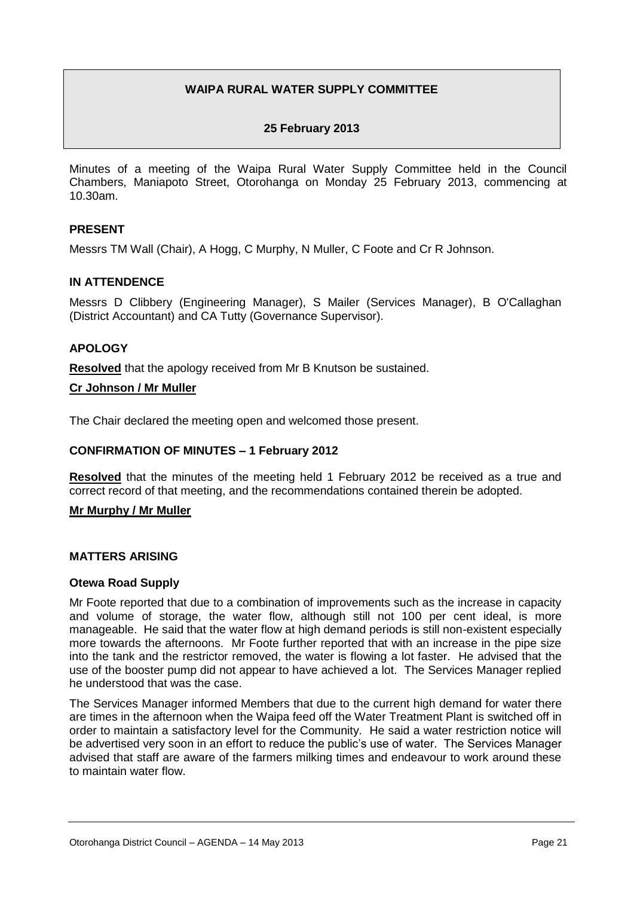**WAIPA RURAL WATER SUPPLY COMMITTEE**

**25 February 2013**

Minutes of a meeting of the Waipa Rural Water Supply Committee held in the Council Chambers, Maniapoto Street, Otorohanga on Monday 25 February 2013, commencing at 10.30am.

**PRESENT**

Messrs TM Wall (Chair), A Hogg, C Murphy, N Muller, C Foote and Cr R Johnson.

**IN ATTENDENCE**

Messrs D Clibbery (Engineering Manager), S Mailer (Services Manager), B O'Callaghan (District Accountant) and CA Tutty (Governance Supervisor).

**APOLOGY**

**Resolved** that the apology received from Mr B Knutson be sustained.

**Cr Johnson / Mr Muller**

The Chair declared the meeting open and welcomed those present.

**CONFIRMATION OF MINUTES – 1 February 2012**

**Resolved** that the minutes of the meeting held 1 February 2012 be received as a true and correct record of that meeting, and the recommendations contained therein be adopted.

**Mr Murphy / Mr Muller**

**MATTERS ARISING**

**Otewa Road Supply**

Mr Foote reported that due to a combination of improvements such as the increase in capacity and volume of storage, the water flow, although still not 100 per cent ideal, is more manageable. He said that the water flow at high demand periods is still non-existent especially more towards the afternoons. Mr Foote further reported that with an increase in the pipe size into the tank and the restrictor removed, the water is flowing a lot faster. He advised that the use of the booster pump did not appear to have achieved a lot. The Services Manager replied he understood that was the case.

The Services Manager informed Members that due to the current high demand for water there are times in the afternoon when the Waipa feed off the Water Treatment Plant is switched off in order to maintain a satisfactory level for the Community. He said a water restriction notice will be advertised very soon in an effort to reduce the public's use of water. The Services Manager advised that staff are aware of the farmers milking times and endeavour to work around these to maintain water flow.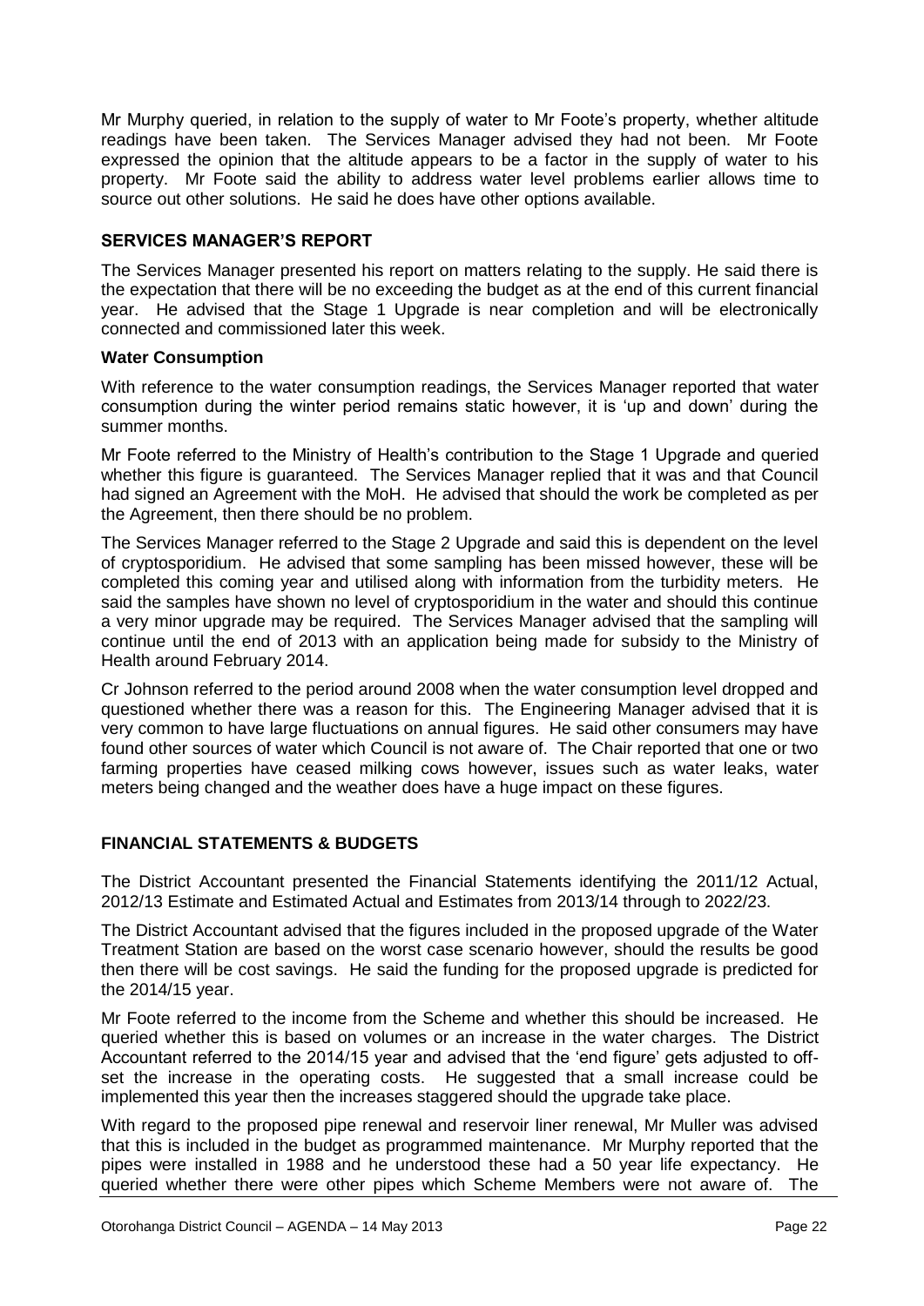Mr Murphy queried, in relation to the supply of water to Mr Foote's property, whether altitude readings have been taken. The Services Manager advised they had not been. Mr Foote expressed the opinion that the altitude appears to be a factor in the supply of water to his property. Mr Foote said the ability to address water level problems earlier allows time to source out other solutions. He said he does have other options available.

## SERVICES MANAGER'S REPORT

The Services Manager presented his report on matters relating to the supply. He said there is the expectation that there will be no exceeding the budget as at the end of this current financial year. He advised that the Stage 1 Upgrade is near completion and will be electronically connected and commissioned later this week.

### Water Consumption

With reference to the water consumption readings, the Services Manager reported that water consumption during the winter period remains static however, it is 'up and down' during the summer months.

Mr Foote referred to the Ministry of Health's contribution to the Stage 1 Upgrade and queried whether this figure is guaranteed. The Services Manager replied that it was and that Council had signed an Agreement with the MoH. He advised that should the work be completed as per the Agreement, then there should be no problem.

The Services Manager referred to the Stage 2 Upgrade and said this is dependent on the level of cryptosporidium. He advised that some sampling has been missed however, these will be completed this coming year and utilised along with information from the turbidity meters. He said the samples have shown no level of cryptosporidium in the water and should this continue a very minor upgrade may be required. The Services Manager advised that the sampling will continue until the end of 2013 with an application being made for subsidy to the Ministry of Health around February 2014.

Cr Johnson referred to the period around 2008 when the water consumption level dropped and questioned whether there was a reason for this. The Engineering Manager advised that it is very common to have large fluctuations on annual figures. He said other consumers may have found other sources of water which Council is not aware of. The Chair reported that one or two farming properties have ceased milking cows however, issues such as water leaks, water meters being changed and the weather does have a huge impact on these figures.

## FINANCIAL STATEMENTS & BUDGETS

The District Accountant presented the Financial Statements identifying the 2011/12 Actual, 2012/13 Estimate and Estimated Actual and Estimates from 2013/14 through to 2022/23.

The District Accountant advised that the figures included in the proposed upgrade of the Water Treatment Station are based on the worst case scenario however, should the results be good then there will be cost savings. He said the funding for the proposed upgrade is predicted for the 2014/15 year.

Mr Foote referred to the income from the Scheme and whether this should be increased. He queried whether this is based on volumes or an increase in the water charges. The District Accountant referred to the 2014/15 year and advised that the 'end figure' gets adjusted to off-set the increase in the operating costs. He suggested that a small increase could be implemented this year then the increases staggered should the upgrade take place.

With regard to the proposed pipe renewal and reservoir liner renewal, Mr Muller was advised that this is included in the budget as programmed maintenance. Mr Murphy reported that the pipes were installed in 1988 and he understood these had a 50 year life expectancy. He queried whether there were other pipes which Scheme Members were not aware of. The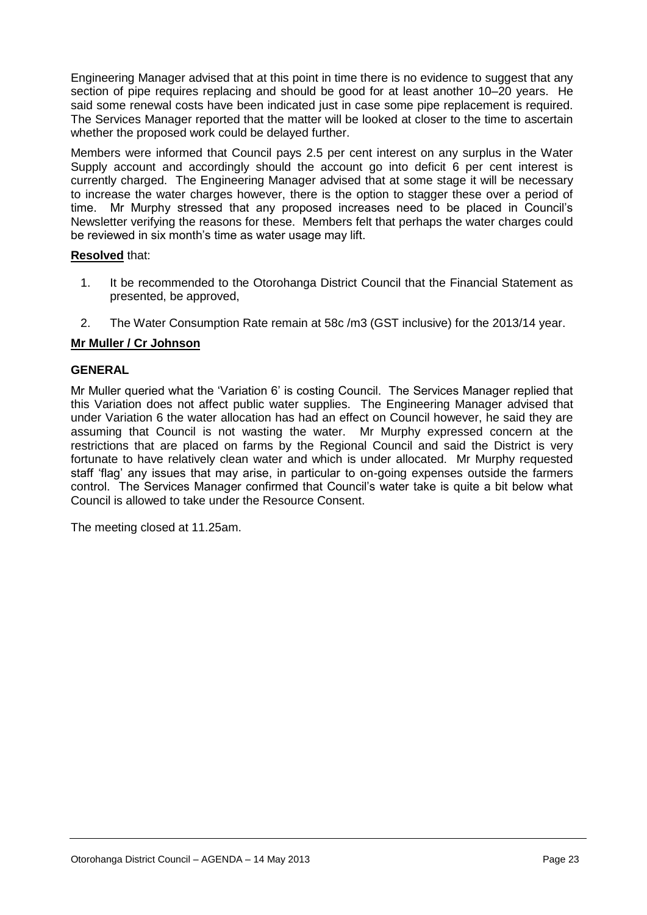Engineering Manager advised that at this point in time there is no evidence to suggest that any section of pipe requires replacing and should be good for at least another 10–20 years. He said some renewal costs have been indicated just in case some pipe replacement is required. The Services Manager reported that the matter will be looked at closer to the time to ascertain whether the proposed work could be delayed further.

Members were informed that Council pays 2.5 per cent interest on any surplus in the Water Supply account and accordingly should the account go into deficit 6 per cent interest is currently charged. The Engineering Manager advised that at some stage it will be necessary to increase the water charges however, there is the option to stagger these over a period of time. Mr Murphy stressed that any proposed increases need to be placed in Council's Newsletter verifying the reasons for these. Members felt that perhaps the water charges could be reviewed in six month's time as water usage may lift.

**Resolved** that:

1. It be recommended to the Otorohanga District Council that the Financial Statement as presented, be approved,
2. The Water Consumption Rate remain at 58c /m3 (GST inclusive) for the 2013/14 year.

**Mr Muller / Cr Johnson**

**GENERAL**

Mr Muller queried what the 'Variation 6' is costing Council. The Services Manager replied that this Variation does not affect public water supplies. The Engineering Manager advised that under Variation 6 the water allocation has had an effect on Council however, he said they are assuming that Council is not wasting the water. Mr Murphy expressed concern at the restrictions that are placed on farms by the Regional Council and said the District is very fortunate to have relatively clean water and which is under allocated. Mr Murphy requested staff 'flag' any issues that may arise, in particular to on-going expenses outside the farmers control. The Services Manager confirmed that Council's water take is quite a bit below what Council is allowed to take under the Resource Consent.

The meeting closed at 11.25am.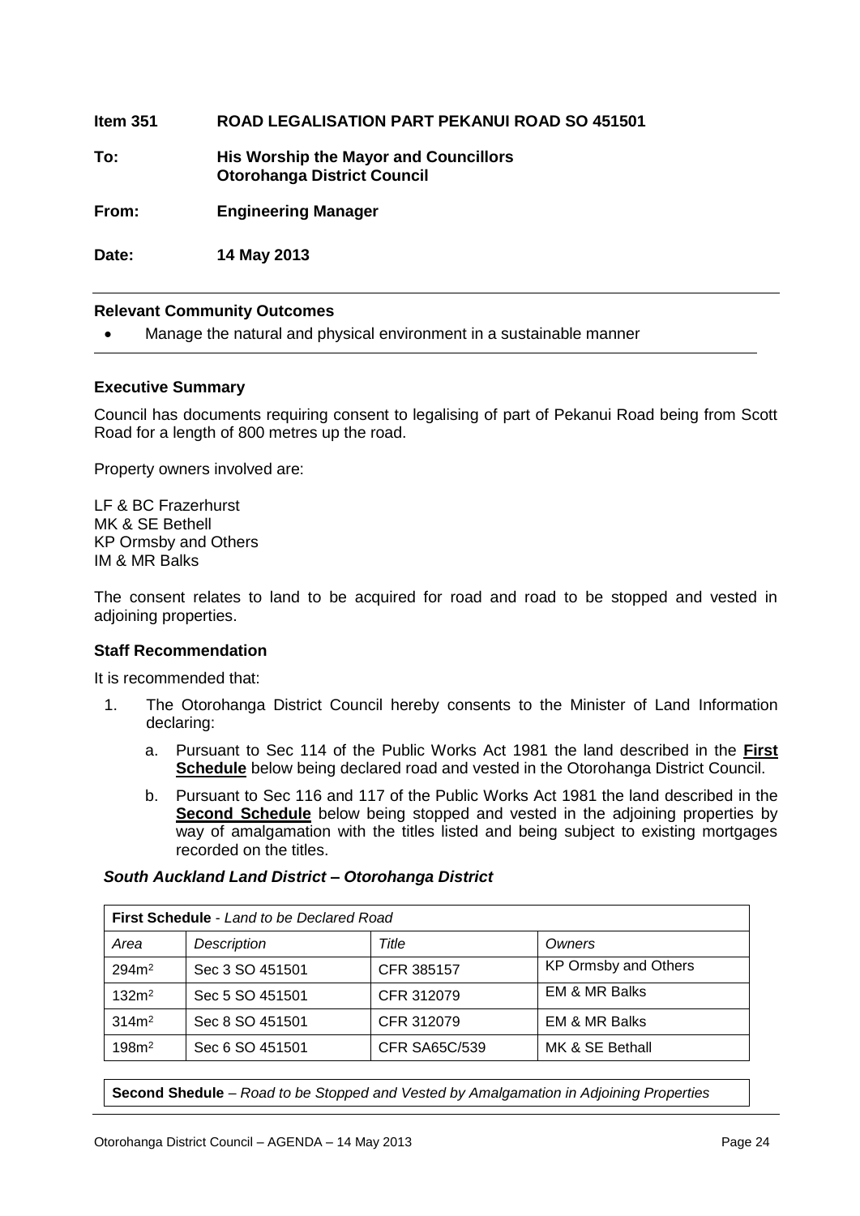**Item 351 ROAD LEGALISATION PART PEKANUI ROAD SO 451501**

**To:** **His Worship the Mayor and Councillors**
**Otorohanga District Council**

**From:** **Engineering Manager**

**Date:** **14 May 2013**

---

**Relevant Community Outcomes**

- Manage the natural and physical environment in a sustainable manner

---

**Executive Summary**

Council has documents requiring consent to legalising of part of Pekanui Road being from Scott Road for a length of 800 metres up the road.

Property owners involved are:

LF & BC Frazerhurst
MK & SE Bethell
KP Ormsby and Others
IM & MR Balks

The consent relates to land to be acquired for road and road to be stopped and vested in adjoining properties.

**Staff Recommendation**

It is recommended that:

1. The Otorohanga District Council hereby consents to the Minister of Land Information declaring:

    a. Pursuant to Sec 114 of the Public Works Act 1981 the land described in the **First Schedule** below being declared road and vested in the Otorohanga District Council.

    b. Pursuant to Sec 116 and 117 of the Public Works Act 1981 the land described in the **Second Schedule** below being stopped and vested in the adjoining properties by way of amalgamation with the titles listed and being subject to existing mortgages recorded on the titles.

***South Auckland Land District – Otorohanga District***

| **First Schedule** - *Land to be Declared Road* | | | |
|---|---|---|---|
| *Area* | *Description* | *Title* | *Owners* |
| $294m^2$ | Sec 3 SO 451501 | CFR 385157 | KP Ormsby and Others |
| $132m^2$ | Sec 5 SO 451501 | CFR 312079 | EM & MR Balks |
| $314m^2$ | Sec 8 SO 451501 | CFR 312079 | EM & MR Balks |
| $198m^2$ | Sec 6 SO 451501 | CFR SA65C/539 | MK & SE Bethall |

**Second Shedule** – *Road to be Stopped and Vested by Amalgamation in Adjoining Properties*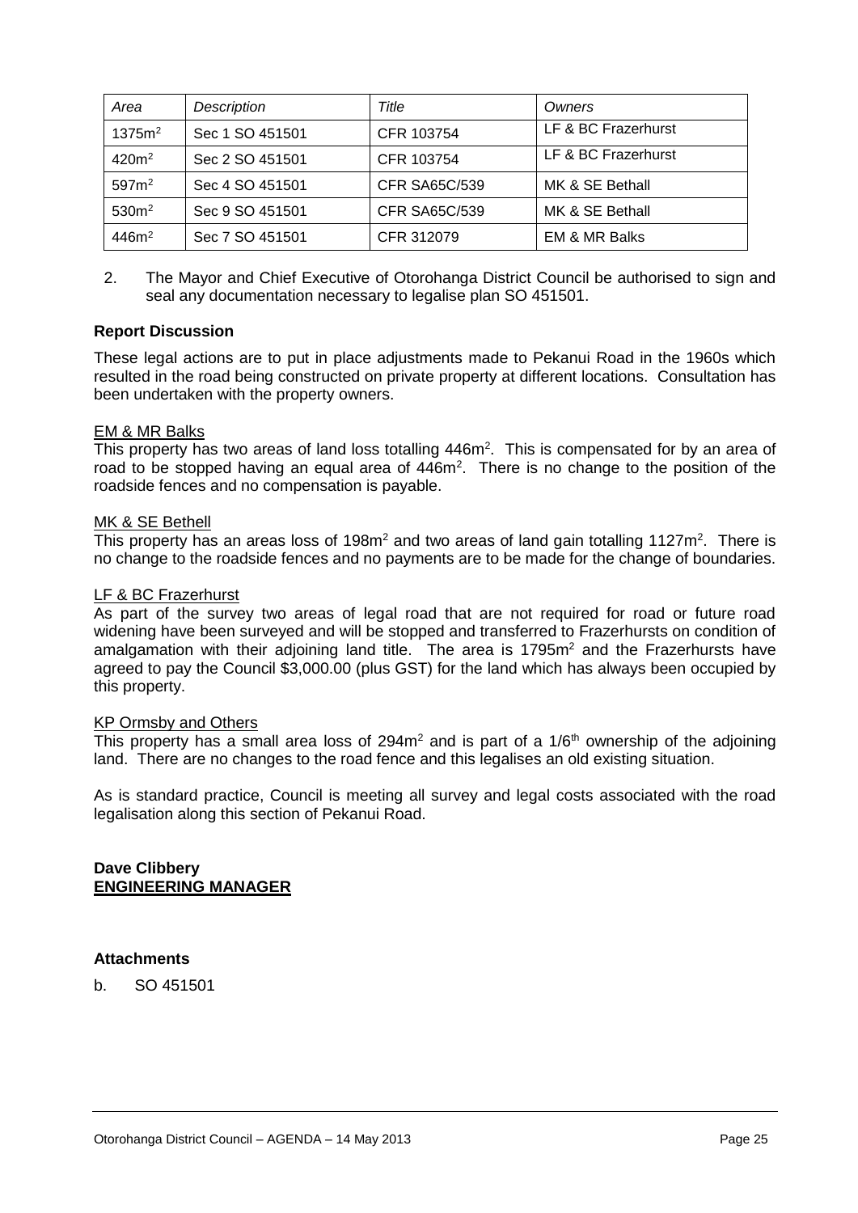| *Area* | *Description* | *Title* | *Owners* |
|---|---|---|---|
| 1375m$^2$ | Sec 1 SO 451501 | CFR 103754 | LF & BC Frazerhurst |
| 420m$^2$ | Sec 2 SO 451501 | CFR 103754 | LF & BC Frazerhurst |
| 597m$^2$ | Sec 4 SO 451501 | CFR SA65C/539 | MK & SE Bethall |
| 530m$^2$ | Sec 9 SO 451501 | CFR SA65C/539 | MK & SE Bethall |
| 446m$^2$ | Sec 7 SO 451501 | CFR 312079 | EM & MR Balks |

2. The Mayor and Chief Executive of Otorohanga District Council be authorised to sign and seal any documentation necessary to legalise plan SO 451501.

**Report Discussion**

These legal actions are to put in place adjustments made to Pekanui Road in the 1960s which resulted in the road being constructed on private property at different locations. Consultation has been undertaken with the property owners.

EM & MR Balks

This property has two areas of land loss totalling 446m$^2$. This is compensated for by an area of road to be stopped having an equal area of 446m$^2$. There is no change to the position of the roadside fences and no compensation is payable.

MK & SE Bethell

This property has an areas loss of 198m$^2$ and two areas of land gain totalling 1127m$^2$. There is no change to the roadside fences and no payments are to be made for the change of boundaries.

LF & BC Frazerhurst

As part of the survey two areas of legal road that are not required for road or future road widening have been surveyed and will be stopped and transferred to Frazerhursts on condition of amalgamation with their adjoining land title. The area is 1795m$^2$ and the Frazerhursts have agreed to pay the Council $3,000.00 (plus GST) for the land which has always been occupied by this property.

KP Ormsby and Others

This property has a small area loss of 294m$^2$ and is part of a 1/6$^{th}$ ownership of the adjoining land. There are no changes to the road fence and this legalises an old existing situation.

As is standard practice, Council is meeting all survey and legal costs associated with the road legalisation along this section of Pekanui Road.

**Dave Clibbery**
**ENGINEERING MANAGER**

**Attachments**

b. SO 451501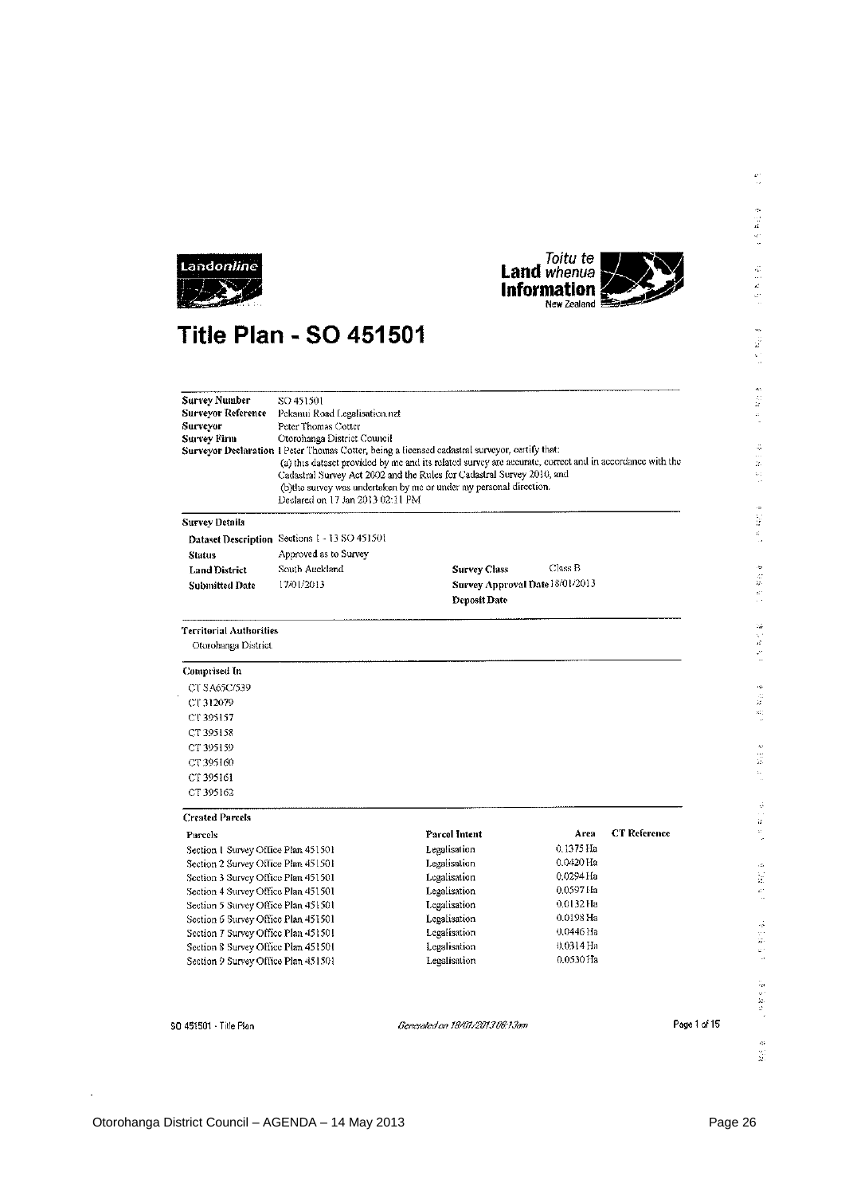Landonline

Toitu te Land whenua Information New Zealand

# Title Plan - SO 451501

| | |
|---|---|
| **Survey Number** | SO 451501 |
| **Surveyor Reference** | Pekanui Road Legalisation.nzt |
| **Surveyor** | Peter Thomas Cotter |
| **Survey Firm** | Otorohanga District Council |
| **Surveyor Declaration** | I Peter Thomas Cotter, being a licensed cadastral surveyor, certify that: (a) this dataset provided by me and its related survey are accurate, correct and in accordance with the Cadastral Survey Act 2002 and the Rules for Cadastral Survey 2010, and (b)the survey was undertaken by me or under my personal direction. Declared on 17 Jan 2013 02:11 PM |

**Survey Details**

| | | | |
|---|---|---|---|
| **Dataset Description** | Sections 1 - 13 SO 451501 | | |
| **Status** | Approved as to Survey | | |
| **Land District** | South Auckland | **Survey Class** | Class B |
| **Submitted Date** | 17/01/2013 | **Survey Approval Date** | 18/01/2013 |
| | | **Deposit Date** | |

**Territorial Authorities**

Otorohanga District

**Comprised In**

CT SA65C/539
CT 312079
CT 395157
CT 395158
CT 395159
CT 395160
CT 395161
CT 395162

**Created Parcels**

| Parcels | Parcel Intent | Area | CT Reference |
|---|---|---|---|
| Section 1 Survey Office Plan 451501 | Legalisation | 0.1375 Ha | |
| Section 2 Survey Office Plan 451501 | Legalisation | 0.0420 Ha | |
| Section 3 Survey Office Plan 451501 | Legalisation | 0.0294 Ha | |
| Section 4 Survey Office Plan 451501 | Legalisation | 0.0597 Ha | |
| Section 5 Survey Office Plan 451501 | Legalisation | 0.0132 Ha | |
| Section 6 Survey Office Plan 451501 | Legalisation | 0.0198 Ha | |
| Section 7 Survey Office Plan 451501 | Legalisation | 0.0446 Ha | |
| Section 8 Survey Office Plan 451501 | Legalisation | 0.0314 Ha | |
| Section 9 Survey Office Plan 451501 | Legalisation | 0.0530 Ha | |

SO 451501 - Title Plan &nbsp;&nbsp; *Generated on 18/01/2013 08:13am*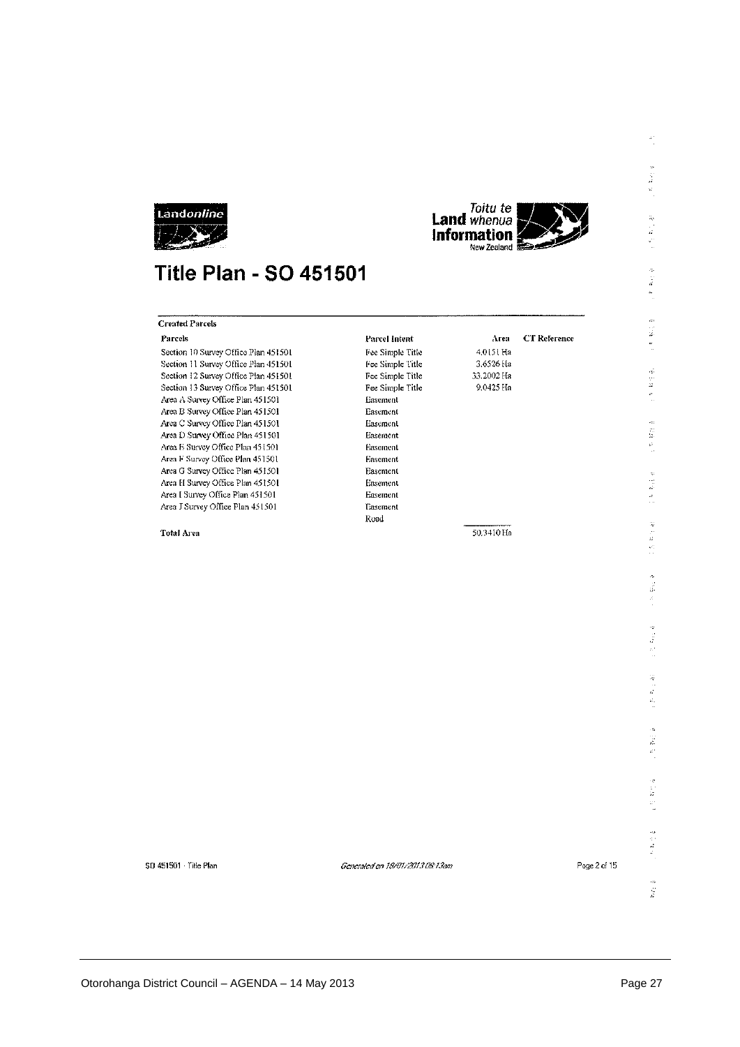# Title Plan - SO 451501

**Created Parcels**

| Parcels | Parcel Intent | Area | CT Reference |
|---|---|---|---|
| Section 10 Survey Office Plan 451501 | Fee Simple Title | 4.0151 Ha | |
| Section 11 Survey Office Plan 451501 | Fee Simple Title | 3.6526 Ha | |
| Section 12 Survey Office Plan 451501 | Fee Simple Title | 33.2002 Ha | |
| Section 13 Survey Office Plan 451501 | Fee Simple Title | 9.0425 Ha | |
| Area A Survey Office Plan 451501 | Easement | | |
| Area B Survey Office Plan 451501 | Easement | | |
| Area C Survey Office Plan 451501 | Easement | | |
| Area D Survey Office Plan 451501 | Easement | | |
| Area E Survey Office Plan 451501 | Easement | | |
| Area F Survey Office Plan 451501 | Easement | | |
| Area G Survey Office Plan 451501 | Easement | | |
| Area H Survey Office Plan 451501 | Easement | | |
| Area I Survey Office Plan 451501 | Easement | | |
| Area J Survey Office Plan 451501 | Easement | | |
| | Road | | |
| **Total Area** | | 50.3410 Ha | |

SO 451501 - Title Plan *Generated on 18/01/2013 08:13am*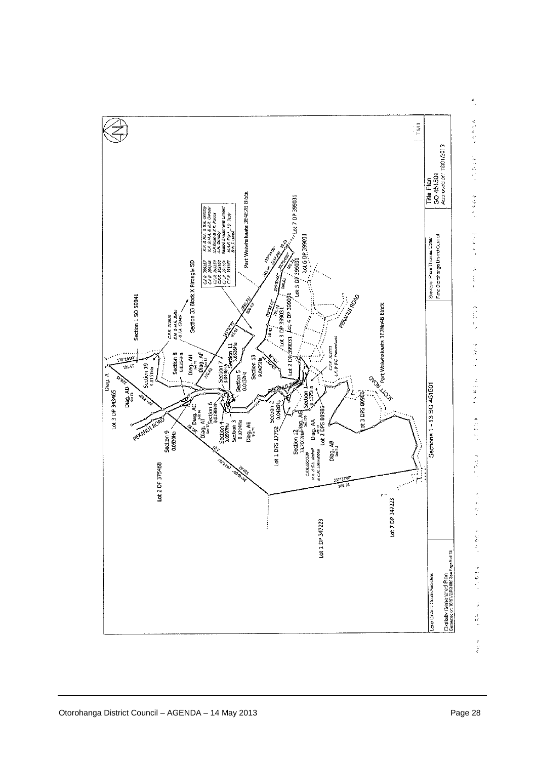Sections 1 - 13 SO 451501

Title Plan
SO 451501
Approved on: 18/01/2013

Surveyor: Peter Thomas Carley
Firm: Otorohanga District Council

Land District: South Auckland

Digitally Generated Plan
Generated on: 18/01/2013

Section 1 SO 50841

Section 33 Block X Pirongia SD

Part Waiwhakaata 3E4E2B Block

Part Waiwhakaata 3E2No4B Block

Lot 3 DP 343465

Lot 2 DP 375468

Lot 1 DP 347223

Lot 7 DP 347223

Lot 1 DPS 17792

Lot 2 DPS 80986

Lot 3 DPS 80986

Lot 2 DP 399031

Lot 3 DP 399031

Lot 4 DP 399031

Lot 5 DP 399031

Lot 6 DP 399031

Lot 7 DP 399031

PEKANUI ROAD

SCOTT ROAD

Section 1
0.1375Ha

Section 2
0.0420Ha

Section 3
0.0394Ha

Section 4
0.0690Ha

Section 5
0.0132Ha

Section 6
0.0198Ha

Section 7
0.0040Ha

Section 8
0.0164Ha

Section 9
0.0530Ha

Section 10
4.0151Ha

Section 11
3.6526Ha

Section 12
33.2002Ha

Section 13
9.0425Ha

Diag. A

Diag. AA

Diag. AB

Diag. AC

Diag. AD

Diag. AE

Diag. AF

Diag. AG

Diag. AH

Diag. AI

120°16'00"
181.65

350°37'00"
708.78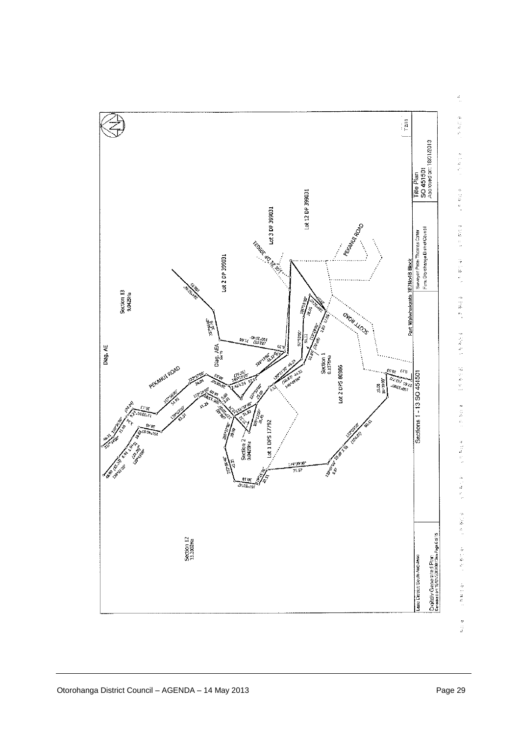Sections 1 - 13 SO 451501

Part Waiwhakaata 3E2No4B Block

Section 13
9.0425Ha

Section 12
33.2002Ha

Section 1
0.1375Ha

Section 2
0.0420Ha

Lot 2 DP 399031

Lot 3 DP 399031

Lot 12 DP 399031

Lot 2 DPS 80986

Lot 1 DPS 17792

Diag. AE

Diag. AEA

PEKANUI ROAD

SCOTT ROAD

| Land District: South Auckland | | Surveyor: Peter Thomas Carter<br>Firm: Otorohanga District Council | Title Plan<br>SO 451501<br>Approved on: 18/01/2013 |
|---|---|---|---|
| Digitally Generated Plan | | | |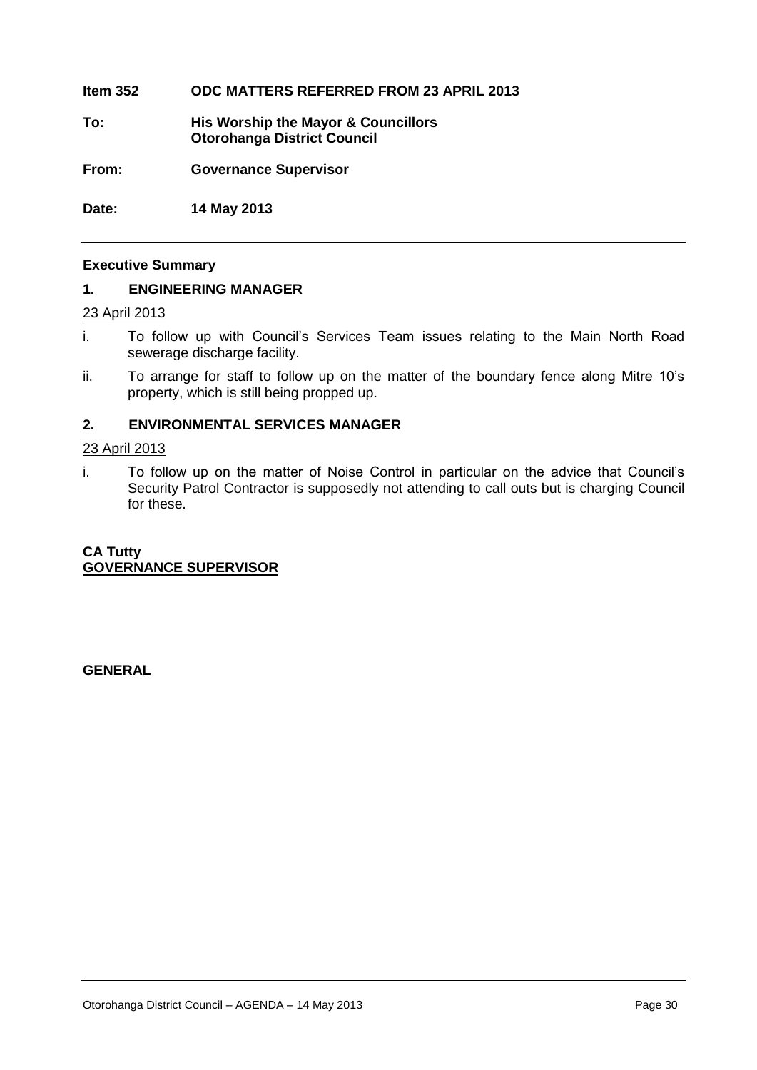**Item 352 ODC MATTERS REFERRED FROM 23 APRIL 2013**

**To:** **His Worship the Mayor & Councillors**
**Otorohanga District Council**

**From:** **Governance Supervisor**

**Date:** **14 May 2013**

---

**Executive Summary**

## 1. ENGINEERING MANAGER

23 April 2013

i. To follow up with Council's Services Team issues relating to the Main North Road sewerage discharge facility.

ii. To arrange for staff to follow up on the matter of the boundary fence along Mitre 10's property, which is still being propped up.

## 2. ENVIRONMENTAL SERVICES MANAGER

23 April 2013

i. To follow up on the matter of Noise Control in particular on the advice that Council's Security Patrol Contractor is supposedly not attending to call outs but is charging Council for these.

**CA Tutty**
**GOVERNANCE SUPERVISOR**

**GENERAL**